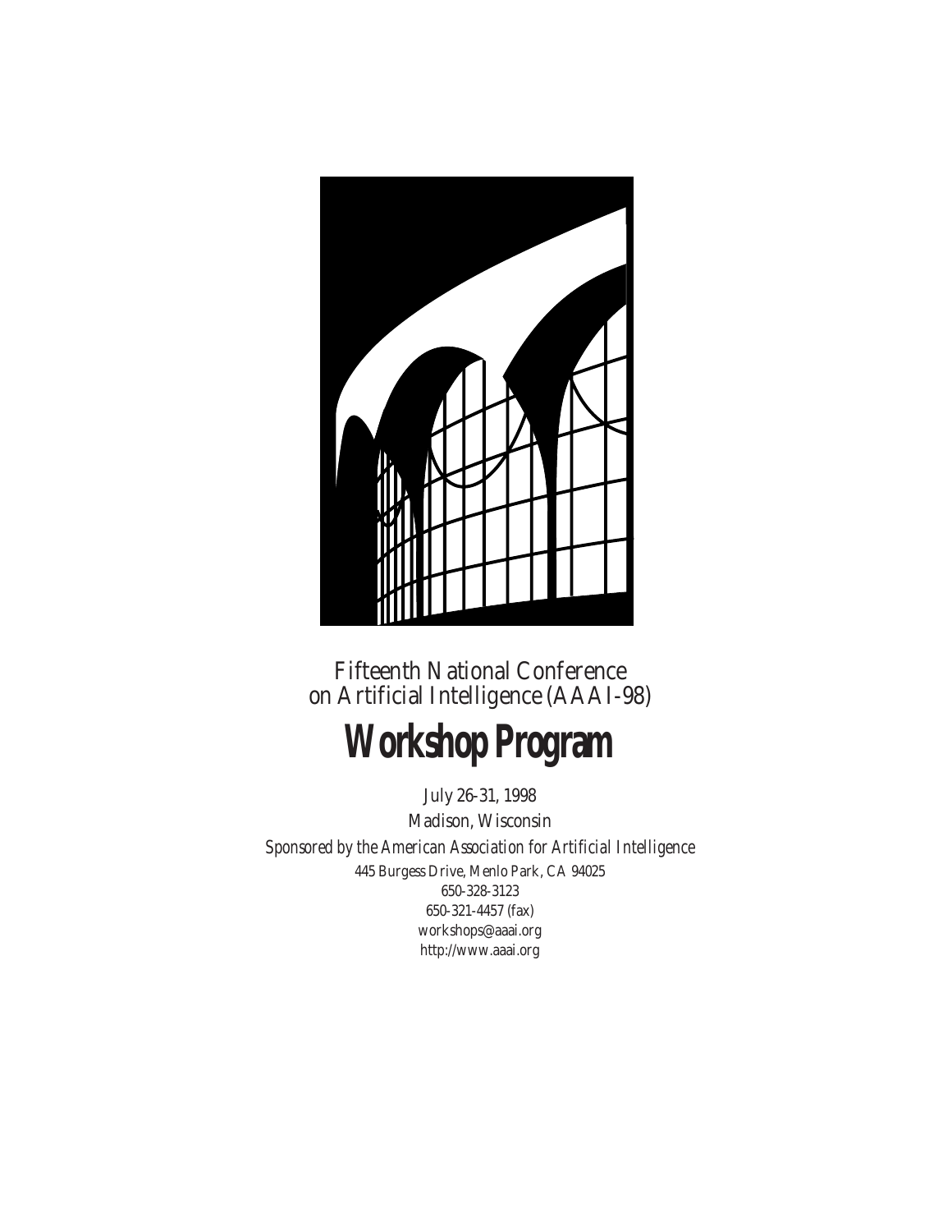Fifteenth National Conference
on Artificial Intelligence (AAAI-98)

# Workshop Program

July 26-31, 1998

Madison, Wisconsin

*Sponsored by the American Association for Artificial Intelligence*

445 Burgess Drive, Menlo Park, CA 94025

650-328-3123

650-321-4457 (fax)

workshops@aaai.org

http://www.aaai.org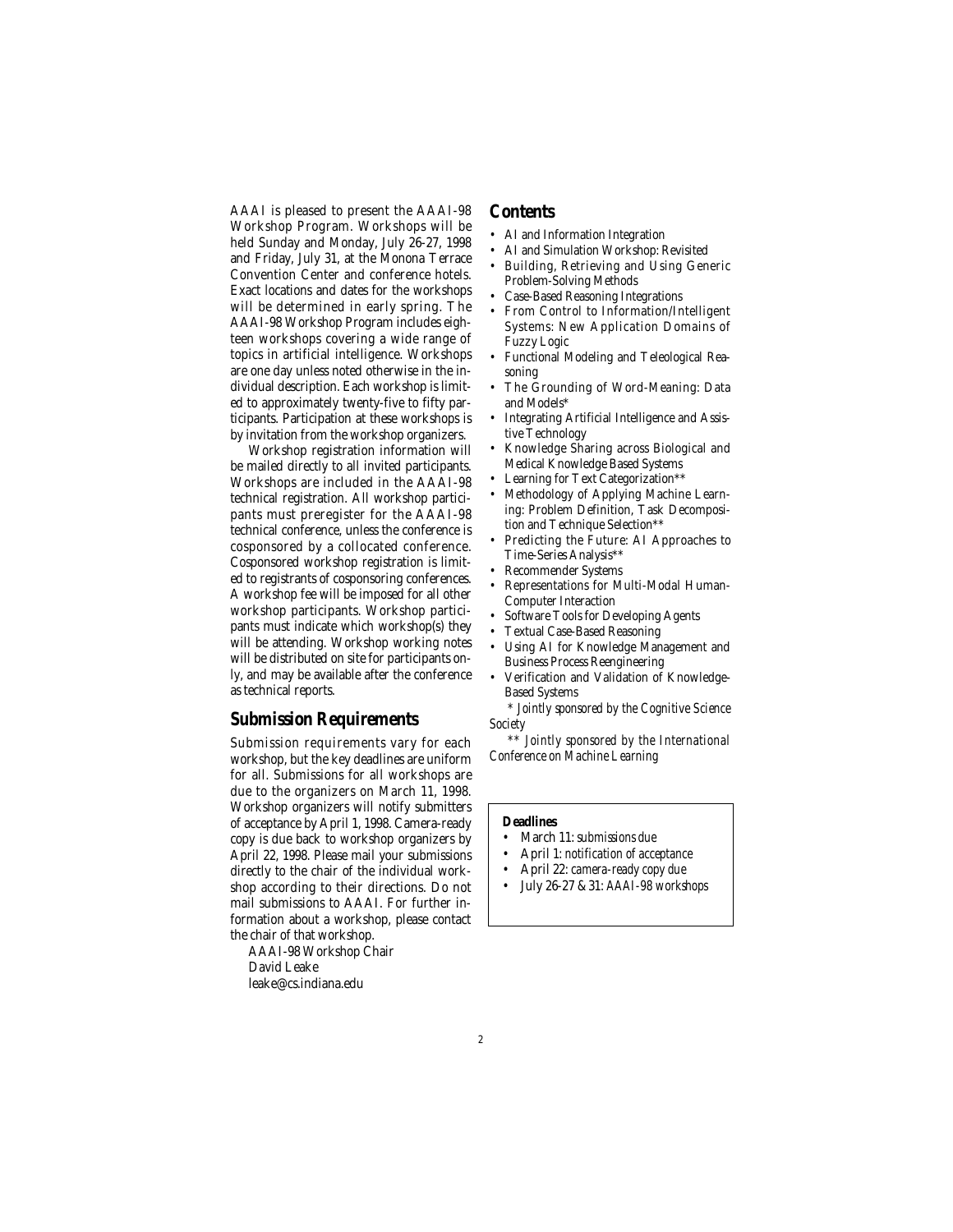AAAI is pleased to present the AAAI-98 Workshop Program. Workshops will be held Sunday and Monday, July 26-27, 1998 and Friday, July 31, at the Monona Terrace Convention Center and conference hotels. Exact locations and dates for the workshops will be determined in early spring. The AAAI-98 Workshop Program includes eighteen workshops covering a wide range of topics in artificial intelligence. Workshops are one day unless noted otherwise in the individual description. Each workshop is limited to approximately twenty-five to fifty participants. Participation at these workshops is by invitation from the workshop organizers.

Workshop registration information will be mailed directly to all invited participants. Workshops are included in the AAAI-98 technical registration. All workshop participants must preregister for the AAAI-98 technical conference, unless the conference is cosponsored by a collocated conference. Cosponsored workshop registration is limited to registrants of cosponsoring conferences. A workshop fee will be imposed for all other workshop participants. Workshop participants must indicate which workshop(s) they will be attending. Workshop working notes will be distributed on site for participants only, and may be available after the conference as technical reports.

## Submission Requirements

Submission requirements vary for each workshop, but the key deadlines are uniform for all. Submissions for all workshops are due to the organizers on March 11, 1998. Workshop organizers will notify submitters of acceptance by April 1, 1998. Camera-ready copy is due back to workshop organizers by April 22, 1998. Please mail your submissions directly to the chair of the individual workshop according to their directions. Do not mail submissions to AAAI. For further information about a workshop, please contact the chair of that workshop.

AAAI-98 Workshop Chair
David Leake
leake@cs.indiana.edu

## Contents

- AI and Information Integration
- AI and Simulation Workshop: Revisited
- Building, Retrieving and Using Generic Problem-Solving Methods
- Case-Based Reasoning Integrations
- From Control to Information/Intelligent Systems: New Application Domains of Fuzzy Logic
- Functional Modeling and Teleological Reasoning
- The Grounding of Word-Meaning: Data and Models*
- Integrating Artificial Intelligence and Assistive Technology
- Knowledge Sharing across Biological and Medical Knowledge Based Systems
- Learning for Text Categorization**
- Methodology of Applying Machine Learning: Problem Definition, Task Decomposition and Technique Selection**
- Predicting the Future: AI Approaches to Time-Series Analysis**
- Recommender Systems
- Representations for Multi-Modal Human-Computer Interaction
- Software Tools for Developing Agents
- Textual Case-Based Reasoning
- Using AI for Knowledge Management and Business Process Reengineering
- Verification and Validation of Knowledge-Based Systems

*\* Jointly sponsored by the Cognitive Science Society*

*\*\* Jointly sponsored by the International Conference on Machine Learning*

**Deadlines**

- March 11: *submissions due*
- April 1: *notification of acceptance*
- April 22: *camera-ready copy due*
- July 26-27 & 31: *AAAI-98 workshops*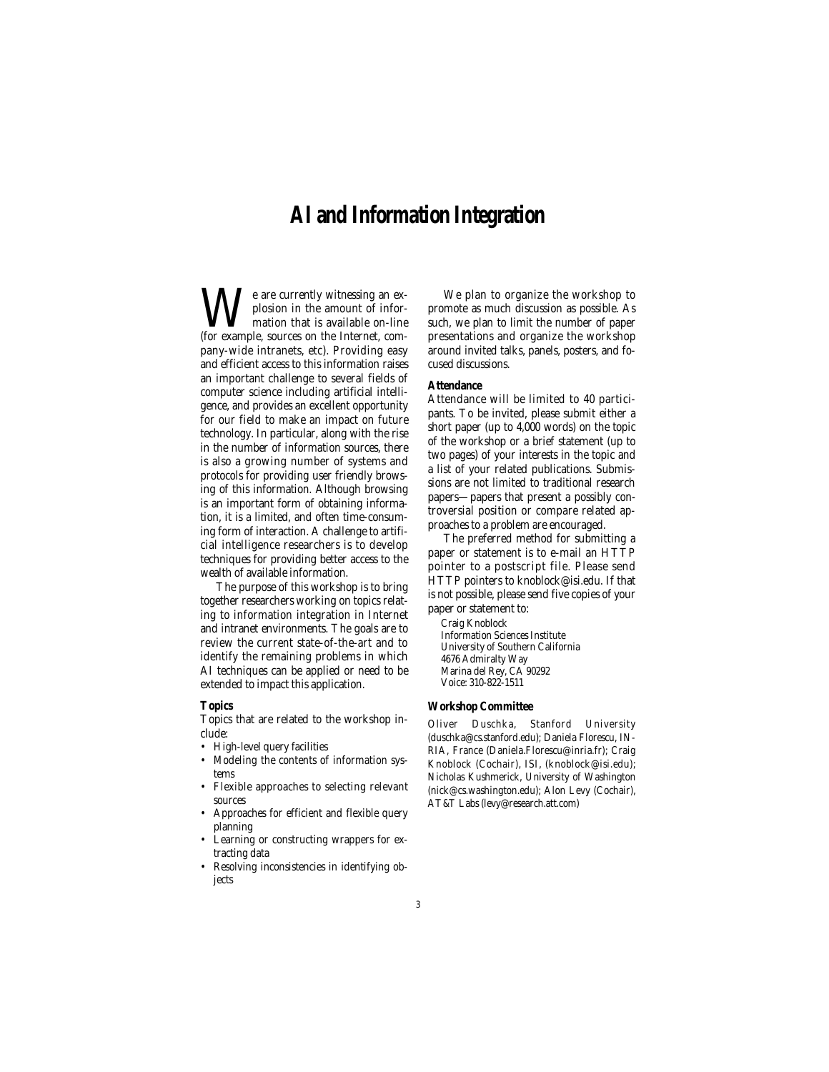# AI and Information Integration

We are currently witnessing an explosion in the amount of information that is available on-line (for example, sources on the Internet, company-wide intranets, etc). Providing easy and efficient access to this information raises an important challenge to several fields of computer science including artificial intelligence, and provides an excellent opportunity for our field to make an impact on future technology. In particular, along with the rise in the number of information sources, there is also a growing number of systems and protocols for providing user friendly browsing of this information. Although browsing is an important form of obtaining information, it is a limited, and often time-consuming form of interaction. A challenge to artificial intelligence researchers is to develop techniques for providing better access to the wealth of available information.

The purpose of this workshop is to bring together researchers working on topics relating to information integration in Internet and intranet environments. The goals are to review the current state-of-the-art and to identify the remaining problems in which AI techniques can be applied or need to be extended to impact this application.

### Topics

Topics that are related to the workshop include:

- High-level query facilities
- Modeling the contents of information systems
- Flexible approaches to selecting relevant sources
- Approaches for efficient and flexible query planning
- Learning or constructing wrappers for extracting data
- Resolving inconsistencies in identifying objects

We plan to organize the workshop to promote as much discussion as possible. As such, we plan to limit the number of paper presentations and organize the workshop around invited talks, panels, posters, and focused discussions.

### Attendance

Attendance will be limited to 40 participants. To be invited, please submit either a short paper (up to 4,000 words) on the topic of the workshop or a brief statement (up to two pages) of your interests in the topic and a list of your related publications. Submissions are not limited to traditional research papers—papers that present a possibly controversial position or compare related approaches to a problem are encouraged.

The preferred method for submitting a paper or statement is to e-mail an HTTP pointer to a postscript file. Please send HTTP pointers to knoblock@isi.edu. If that is not possible, please send five copies of your paper or statement to:

Craig Knoblock
Information Sciences Institute
University of Southern California
4676 Admiralty Way
Marina del Rey, CA 90292
Voice: 310-822-1511

### Workshop Committee

Oliver Duschka, Stanford University (duschka@cs.stanford.edu); Daniela Florescu, INRIA, France (Daniela.Florescu@inria.fr); Craig Knoblock (Cochair), ISI, (knoblock@isi.edu); Nicholas Kushmerick, University of Washington (nick@cs.washington.edu); Alon Levy (Cochair), AT&T Labs (levy@research.att.com)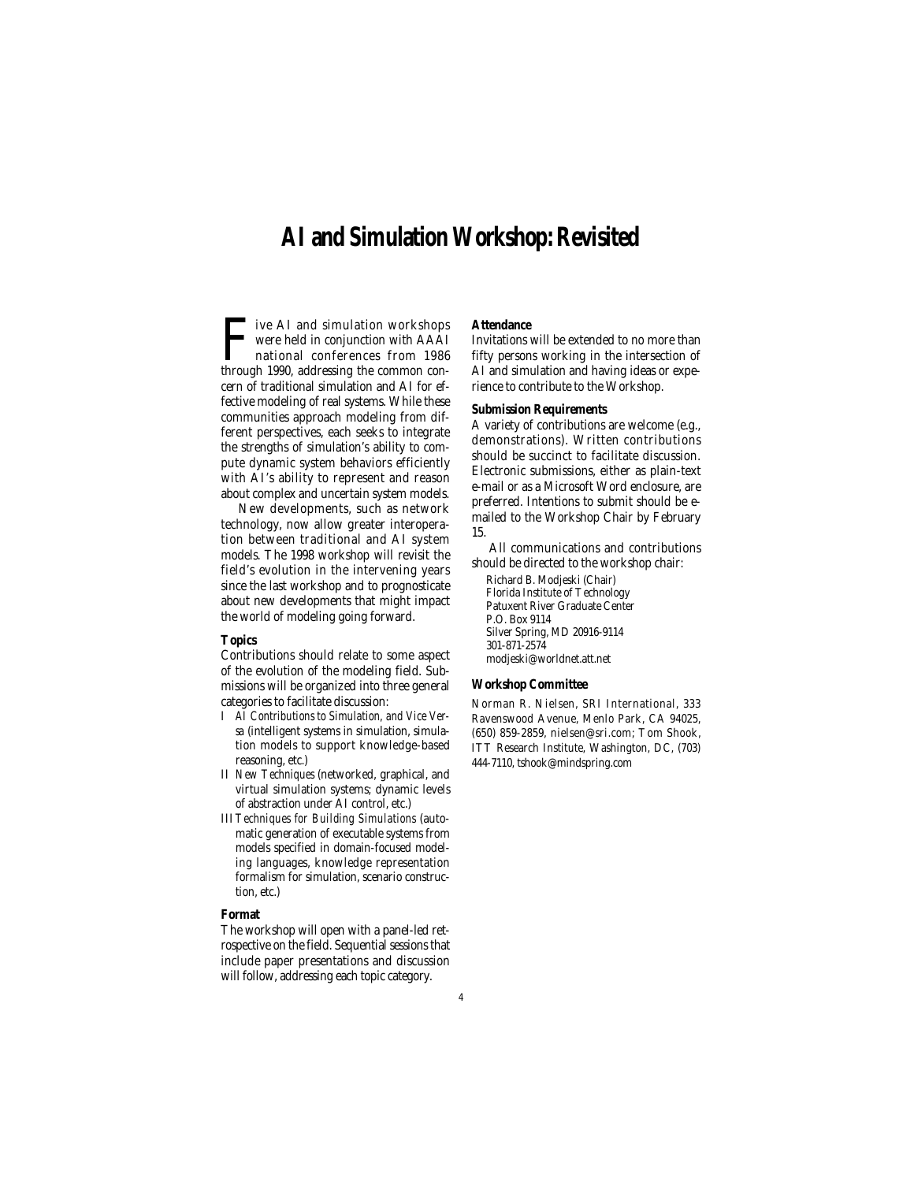# AI and Simulation Workshop: Revisited

Five AI and simulation workshops were held in conjunction with AAAI national conferences from 1986 through 1990, addressing the common concern of traditional simulation and AI for effective modeling of real systems. While these communities approach modeling from different perspectives, each seeks to integrate the strengths of simulation's ability to compute dynamic system behaviors efficiently with AI's ability to represent and reason about complex and uncertain system models.

New developments, such as network technology, now allow greater interoperation between traditional and AI system models. The 1998 workshop will revisit the field's evolution in the intervening years since the last workshop and to prognosticate about new developments that might impact the world of modeling going forward.

### Topics

Contributions should relate to some aspect of the evolution of the modeling field. Submissions will be organized into three general categories to facilitate discussion:

- I *AI Contributions to Simulation, and Vice Versa* (intelligent systems in simulation, simulation models to support knowledge-based reasoning, etc.)
- II *New Techniques* (networked, graphical, and virtual simulation systems; dynamic levels of abstraction under AI control, etc.)
- III *Techniques for Building Simulations* (automatic generation of executable systems from models specified in domain-focused modeling languages, knowledge representation formalism for simulation, scenario construction, etc.)

### Format

The workshop will open with a panel-led retrospective on the field. Sequential sessions that include paper presentations and discussion will follow, addressing each topic category.

### Attendance

Invitations will be extended to no more than fifty persons working in the intersection of AI and simulation and having ideas or experience to contribute to the Workshop.

### Submission Requirements

A variety of contributions are welcome (e.g., demonstrations). Written contributions should be succinct to facilitate discussion. Electronic submissions, either as plain-text e-mail or as a Microsoft Word enclosure, are preferred. Intentions to submit should be e-mailed to the Workshop Chair by February 15.

All communications and contributions should be directed to the workshop chair:

Richard B. Modjeski (Chair)
Florida Institute of Technology
Patuxent River Graduate Center
P.O. Box 9114
Silver Spring, MD 20916-9114
301-871-2574
modjeski@worldnet.att.net

### Workshop Committee

Norman R. Nielsen, SRI International, 333 Ravenswood Avenue, Menlo Park, CA 94025, (650) 859-2859, nielsen@sri.com; Tom Shook, ITT Research Institute, Washington, DC, (703) 444-7110, tshook@mindspring.com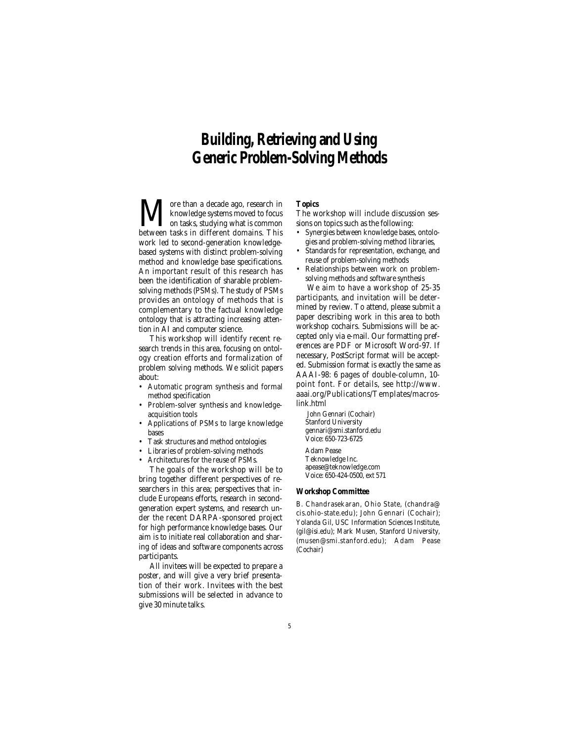# Building, Retrieving and Using Generic Problem-Solving Methods

More than a decade ago, research in knowledge systems moved to focus on tasks, studying what is common between tasks in different domains. This work led to second-generation knowledge-based systems with distinct problem-solving method and knowledge base specifications. An important result of this research has been the identification of sharable problem-solving methods (PSMs). The study of PSMs provides an ontology of methods that is complementary to the factual knowledge ontology that is attracting increasing attention in AI and computer science.

This workshop will identify recent research trends in this area, focusing on ontology creation efforts and formalization of problem solving methods. We solicit papers about:

- Automatic program synthesis and formal method specification
- Problem-solver synthesis and knowledge-acquisition tools
- Applications of PSMs to large knowledge bases
- Task structures and method ontologies
- Libraries of problem-solving methods
- Architectures for the reuse of PSMs.

The goals of the workshop will be to bring together different perspectives of researchers in this area; perspectives that include Europeans efforts, research in second-generation expert systems, and research under the recent DARPA-sponsored project for high performance knowledge bases. Our aim is to initiate real collaboration and sharing of ideas and software components across participants.

All invitees will be expected to prepare a poster, and will give a very brief presentation of their work. Invitees with the best submissions will be selected in advance to give 30 minute talks.

**Topics**

The workshop will include discussion sessions on topics such as the following:

- Synergies between knowledge bases, ontologies and problem-solving method libraries,
- Standards for representation, exchange, and reuse of problem-solving methods
- Relationships between work on problem-solving methods and software synthesis

We aim to have a workshop of 25-35 participants, and invitation will be determined by review. To attend, please submit a paper describing work in this area to both workshop cochairs. Submissions will be accepted only via e-mail. Our formatting preferences are PDF or Microsoft Word-97. If necessary, PostScript format will be accepted. Submission format is exactly the same as AAAI-98: 6 pages of double-column, 10-point font. For details, see http://www.aaai.org/Publications/Templates/macros-link.html

John Gennari (Cochair)
Stanford University
gennari@smi.stanford.edu
Voice: 650-723-6725

Adam Pease
Teknowledge Inc.
apease@teknowledge.com
Voice: 650-424-0500, ext 571

**Workshop Committee**

B. Chandrasekaran, Ohio State, (chandra@cis.ohio-state.edu); John Gennari (Cochair); Yolanda Gil, USC Information Sciences Institute, (gil@isi.edu); Mark Musen, Stanford University, (musen@smi.stanford.edu); Adam Pease (Cochair)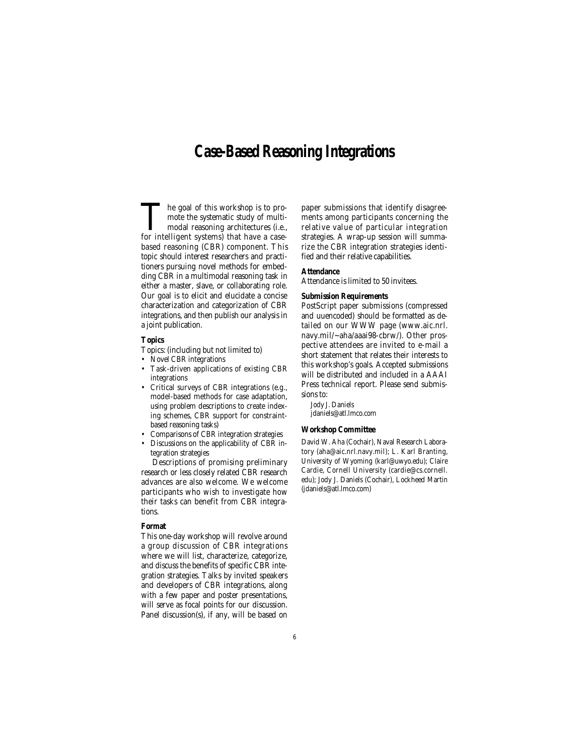# Case-Based Reasoning Integrations

The goal of this workshop is to promote the systematic study of multimodal reasoning architectures (i.e., for intelligent systems) that have a case-based reasoning (CBR) component. This topic should interest researchers and practitioners pursuing novel methods for embedding CBR in a multimodal reasoning task in either a master, slave, or collaborating role. Our goal is to elicit and elucidate a concise characterization and categorization of CBR integrations, and then publish our analysis in a joint publication.

### Topics

Topics: (including but not limited to)

- Novel CBR integrations
- Task-driven applications of existing CBR integrations
- Critical surveys of CBR integrations (e.g., model-based methods for case adaptation, using problem descriptions to create indexing schemes, CBR support for constraint-based reasoning tasks)
- Comparisons of CBR integration strategies
- Discussions on the applicability of CBR integration strategies

Descriptions of promising preliminary research or less closely related CBR research advances are also welcome. We welcome participants who wish to investigate how their tasks can benefit from CBR integrations.

### Format

This one-day workshop will revolve around a group discussion of CBR integrations where we will list, characterize, categorize, and discuss the benefits of specific CBR integration strategies. Talks by invited speakers and developers of CBR integrations, along with a few paper and poster presentations, will serve as focal points for our discussion. Panel discussion(s), if any, will be based on paper submissions that identify disagreements among participants concerning the relative value of particular integration strategies. A wrap-up session will summarize the CBR integration strategies identified and their relative capabilities.

### Attendance

Attendance is limited to 50 invitees.

### Submission Requirements

PostScript paper submissions (compressed and uuencoded) should be formatted as detailed on our WWW page (www.aic.nrl.navy.mil/~aha/aaai98-cbrw/). Other prospective attendees are invited to e-mail a short statement that relates their interests to this workshop's goals. Accepted submissions will be distributed and included in a AAAI Press technical report. Please send submissions to:

Jody J. Daniels
jdaniels@atl.lmco.com

### Workshop Committee

David W. Aha (Cochair), Naval Research Laboratory (aha@aic.nrl.navy.mil); L. Karl Branting, University of Wyoming (karl@uwyo.edu); Claire Cardie, Cornell University (cardie@cs.cornell.edu); Jody J. Daniels (Cochair), Lockheed Martin (jdaniels@atl.lmco.com)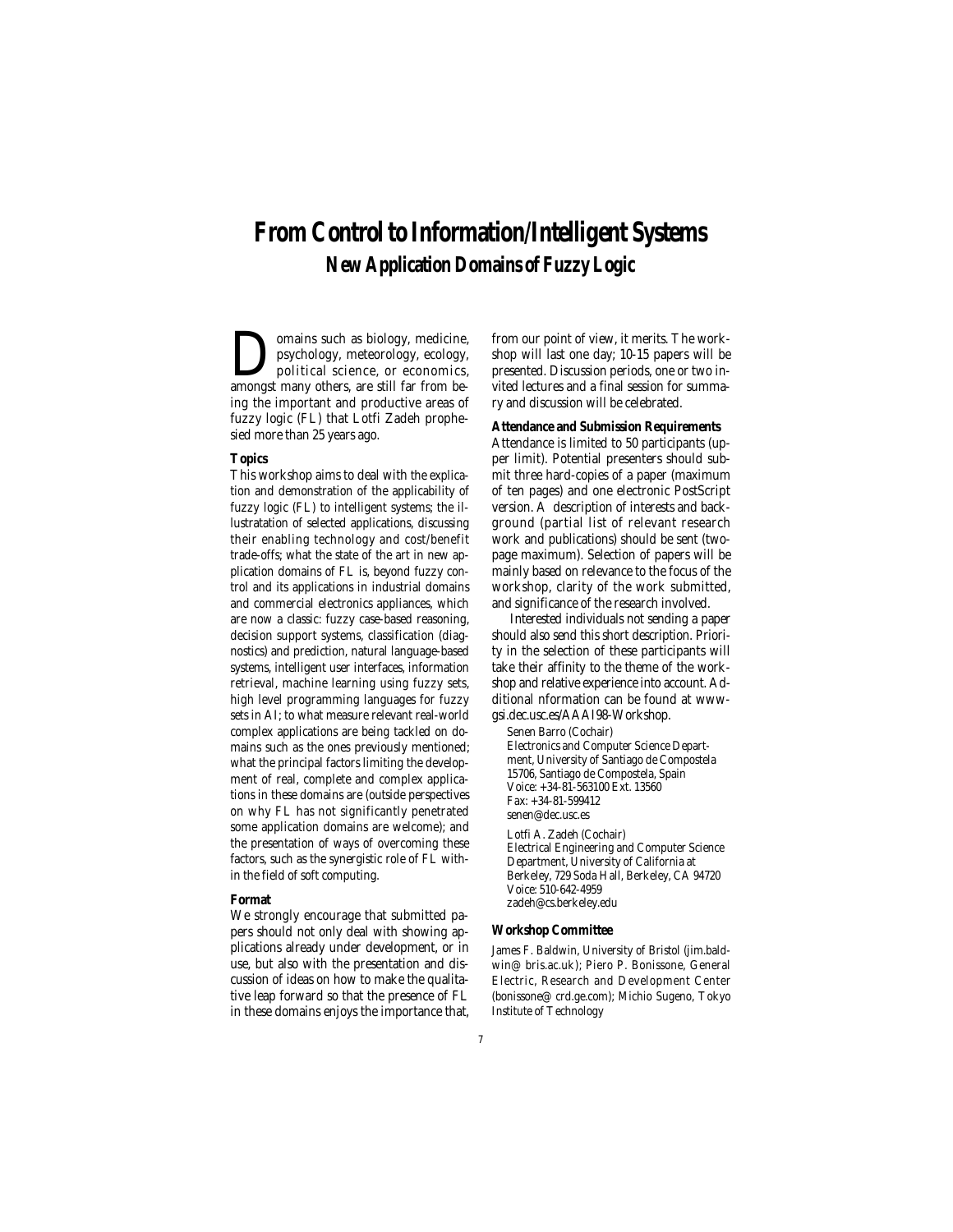# From Control to Information/Intelligent Systems

## New Application Domains of Fuzzy Logic

Domains such as biology, medicine, psychology, meteorology, ecology, political science, or economics, amongst many others, are still far from being the important and productive areas of fuzzy logic (FL) that Lotfi Zadeh prophesied more than 25 years ago.

### Topics

This workshop aims to deal with the explication and demonstration of the applicability of fuzzy logic (FL) to intelligent systems; the illustration of selected applications, discussing their enabling technology and cost/benefit trade-offs; what the state of the art in new application domains of FL is, beyond fuzzy control and its applications in industrial domains and commercial electronics appliances, which are now a classic: fuzzy case-based reasoning, decision support systems, classification (diagnostics) and prediction, natural language-based systems, intelligent user interfaces, information retrieval, machine learning using fuzzy sets, high level programming languages for fuzzy sets in AI; to what measure relevant real-world complex applications are being tackled on domains such as the ones previously mentioned; what the principal factors limiting the development of real, complete and complex applications in these domains are (outside perspectives on why FL has not significantly penetrated some application domains are welcome); and the presentation of ways of overcoming these factors, such as the synergistic role of FL within the field of soft computing.

### Format

We strongly encourage that submitted papers should not only deal with showing applications already under development, or in use, but also with the presentation and discussion of ideas on how to make the qualitative leap forward so that the presence of FL in these domains enjoys the importance that, from our point of view, it merits. The workshop will last one day; 10-15 papers will be presented. Discussion periods, one or two invited lectures and a final session for summary and discussion will be celebrated.

### Attendance and Submission Requirements

Attendance is limited to 50 participants (upper limit). Potential presenters should submit three hard-copies of a paper (maximum of ten pages) and one electronic PostScript version. A description of interests and background (partial list of relevant research work and publications) should be sent (two-page maximum). Selection of papers will be mainly based on relevance to the focus of the workshop, clarity of the work submitted, and significance of the research involved.

Interested individuals not sending a paper should also send this short description. Priority in the selection of these participants will take their affinity to the theme of the workshop and relative experience into account. Additional nformation can be found at www-gsi.dec.usc.es/AAAI98-Workshop.

Senen Barro (Cochair)
Electronics and Computer Science Department, University of Santiago de Compostela
15706, Santiago de Compostela, Spain
Voice: +34-81-563100 Ext. 13560
Fax: +34-81-599412
senen@dec.usc.es

Lotfi A. Zadeh (Cochair)
Electrical Engineering and Computer Science Department, University of California at Berkeley, 729 Soda Hall, Berkeley, CA 94720
Voice: 510-642-4959
zadeh@cs.berkeley.edu

### Workshop Committee

James F. Baldwin, University of Bristol (jim.baldwin@ bris.ac.uk); Piero P. Bonissone, General Electric, Research and Development Center (bonissone@ crd.ge.com); Michio Sugeno, Tokyo Institute of Technology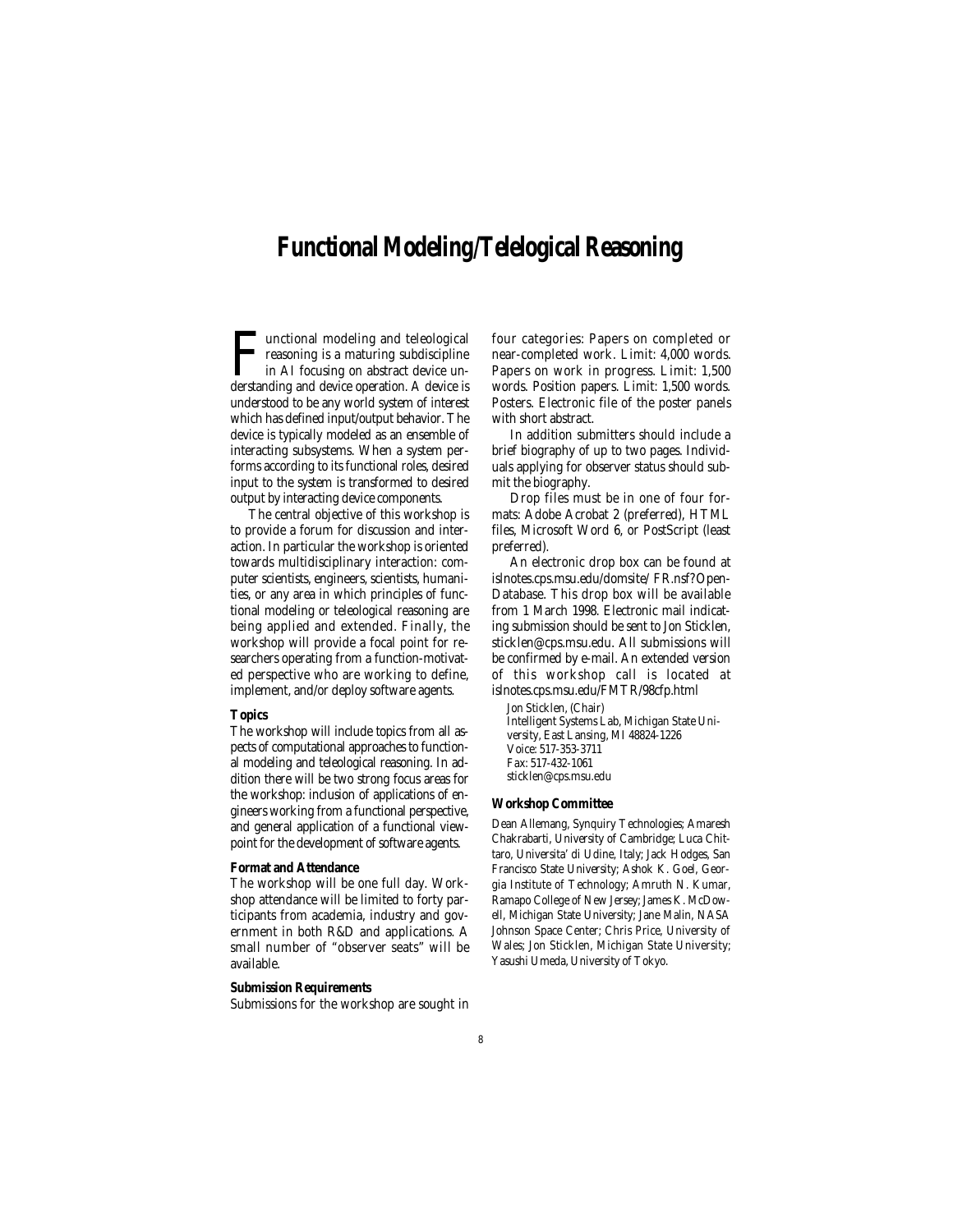# Functional Modeling/Telelogical Reasoning

Functional modeling and teleological reasoning is a maturing subdiscipline in AI focusing on abstract device understanding and device operation. A device is understood to be any world system of interest which has defined input/output behavior. The device is typically modeled as an ensemble of interacting subsystems. When a system performs according to its functional roles, desired input to the system is transformed to desired output by interacting device components.

The central objective of this workshop is to provide a forum for discussion and interaction. In particular the workshop is oriented towards multidisciplinary interaction: computer scientists, engineers, scientists, humanities, or any area in which principles of functional modeling or teleological reasoning are being applied and extended. Finally, the workshop will provide a focal point for researchers operating from a function-motivated perspective who are working to define, implement, and/or deploy software agents.

### Topics

The workshop will include topics from all aspects of computational approaches to functional modeling and teleological reasoning. In addition there will be two strong focus areas for the workshop: inclusion of applications of engineers working from a functional perspective, and general application of a functional viewpoint for the development of software agents.

### Format and Attendance

The workshop will be one full day. Workshop attendance will be limited to forty participants from academia, industry and government in both R&D and applications. A small number of "observer seats" will be available.

### Submission Requirements

Submissions for the workshop are sought in four categories: Papers on completed or near-completed work. Limit: 4,000 words. Papers on work in progress. Limit: 1,500 words. Position papers. Limit: 1,500 words. Posters. Electronic file of the poster panels with short abstract.

In addition submitters should include a brief biography of up to two pages. Individuals applying for observer status should submit the biography.

Drop files must be in one of four formats: Adobe Acrobat 2 (preferred), HTML files, Microsoft Word 6, or PostScript (least preferred).

An electronic drop box can be found at islnotes.cps.msu.edu/domsite/ FR.nsf?OpenDatabase. This drop box will be available from 1 March 1998. Electronic mail indicating submission should be sent to Jon Sticklen, sticklen@cps.msu.edu. All submissions will be confirmed by e-mail. An extended version of this workshop call is located at islnotes.cps.msu.edu/FMTR/98cfp.html

Jon Sticklen, (Chair)
Intelligent Systems Lab, Michigan State University, East Lansing, MI 48824-1226
Voice: 517-353-3711
Fax: 517-432-1061
sticklen@cps.msu.edu

### Workshop Committee

Dean Allemang, Synquiry Technologies; Amaresh Chakrabarti, University of Cambridge; Luca Chittaro, Universita' di Udine, Italy; Jack Hodges, San Francisco State University; Ashok K. Goel, Georgia Institute of Technology; Amruth N. Kumar, Ramapo College of New Jersey; James K. McDowell, Michigan State University; Jane Malin, NASA Johnson Space Center; Chris Price, University of Wales; Jon Sticklen, Michigan State University; Yasushi Umeda, University of Tokyo.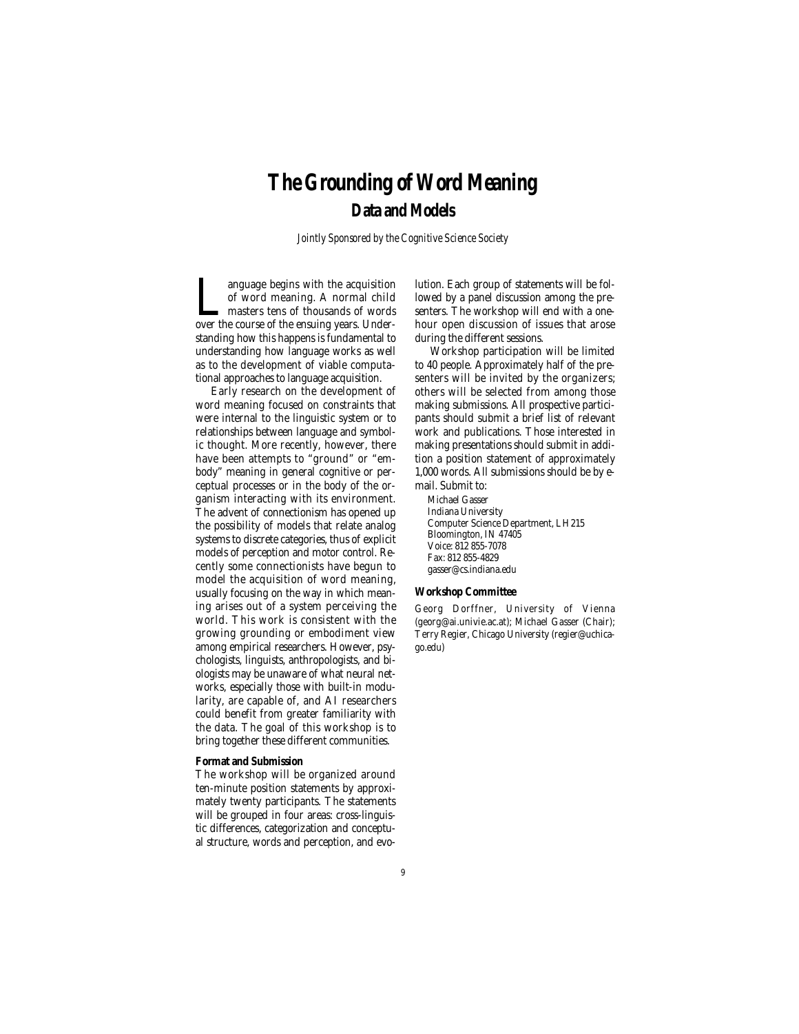# The Grounding of Word Meaning

## Data and Models

*Jointly Sponsored by the Cognitive Science Society*

Language begins with the acquisition of word meaning. A normal child masters tens of thousands of words over the course of the ensuing years. Understanding how this happens is fundamental to understanding how language works as well as to the development of viable computational approaches to language acquisition.

Early research on the development of word meaning focused on constraints that were internal to the linguistic system or to relationships between language and symbolic thought. More recently, however, there have been attempts to "ground" or "embody" meaning in general cognitive or perceptual processes or in the body of the organism interacting with its environment. The advent of connectionism has opened up the possibility of models that relate analog systems to discrete categories, thus of explicit models of perception and motor control. Recently some connectionists have begun to model the acquisition of word meaning, usually focusing on the way in which meaning arises out of a system perceiving the world. This work is consistent with the growing grounding or embodiment view among empirical researchers. However, psychologists, linguists, anthropologists, and biologists may be unaware of what neural networks, especially those with built-in modularity, are capable of, and AI researchers could benefit from greater familiarity with the data. The goal of this workshop is to bring together these different communities.

### Format and Submission

The workshop will be organized around ten-minute position statements by approximately twenty participants. The statements will be grouped in four areas: cross-linguistic differences, categorization and conceptual structure, words and perception, and evolution. Each group of statements will be followed by a panel discussion among the presenters. The workshop will end with a one-hour open discussion of issues that arose during the different sessions.

Workshop participation will be limited to 40 people. Approximately half of the presenters will be invited by the organizers; others will be selected from among those making submissions. All prospective participants should submit a brief list of relevant work and publications. Those interested in making presentations should submit in addition a position statement of approximately 1,000 words. All submissions should be by e-mail. Submit to:

Michael Gasser  
Indiana University  
Computer Science Department, LH215  
Bloomington, IN 47405  
Voice: 812 855-7078  
Fax: 812 855-4829  
gasser@cs.indiana.edu

### Workshop Committee

Georg Dorffner, University of Vienna (georg@ai.univie.ac.at); Michael Gasser (Chair); Terry Regier, Chicago University (regier@uchicago.edu)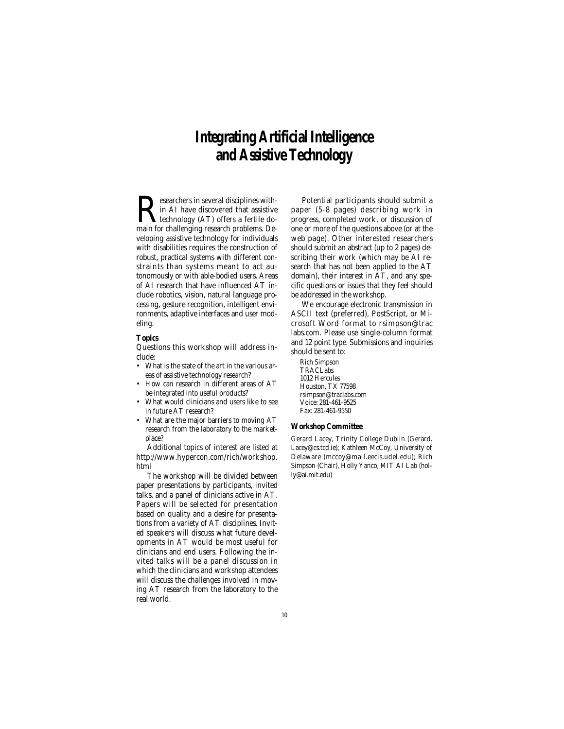# Integrating Artificial Intelligence and Assistive Technology

Researchers in several disciplines within AI have discovered that assistive technology (AT) offers a fertile domain for challenging research problems. Developing assistive technology for individuals with disabilities requires the construction of robust, practical systems with different constraints than systems meant to act autonomously or with able-bodied users. Areas of AI research that have influenced AT include robotics, vision, natural language processing, gesture recognition, intelligent environments, adaptive interfaces and user modeling.

### Topics

Questions this workshop will address include:

- What is the state of the art in the various areas of assistive technology research?
- How can research in different areas of AT be integrated into useful products?
- What would clinicians and users like to see in future AT research?
- What are the major barriers to moving AT research from the laboratory to the marketplace?

Additional topics of interest are listed at http://www.hypercon.com/rich/workshop.html

The workshop will be divided between paper presentations by participants, invited talks, and a panel of clinicians active in AT. Papers will be selected for presentation based on quality and a desire for presentations from a variety of AT disciplines. Invited speakers will discuss what future developments in AT would be most useful for clinicians and end users. Following the invited talks will be a panel discussion in which the clinicians and workshop attendees will discuss the challenges involved in moving AT research from the laboratory to the real world.

Potential participants should submit a paper (5-8 pages) describing work in progress, completed work, or discussion of one or more of the questions above (or at the web page). Other interested researchers should submit an abstract (up to 2 pages) describing their work (which may be AI research that has not been applied to the AT domain), their interest in AT, and any specific questions or issues that they feel should be addressed in the workshop.

We encourage electronic transmission in ASCII text (preferred), PostScript, or Microsoft Word format to rsimpson@traclabs.com. Please use single-column format and 12 point type. Submissions and inquiries should be sent to:

Rich Simpson  
TRACLabs  
1012 Hercules  
Houston, TX 77598  
rsimpson@traclabs.com  
Voice: 281-461-9525  
Fax: 281-461-9550

### Workshop Committee

Gerard Lacey, Trinity College Dublin (Gerard.Lacey@cs.tcd.ie); Kathleen McCoy, University of Delaware (mccoy@mail.eecis.udel.edu); Rich Simpson (Chair), Holly Yanco, MIT AI Lab (holly@ai.mit.edu)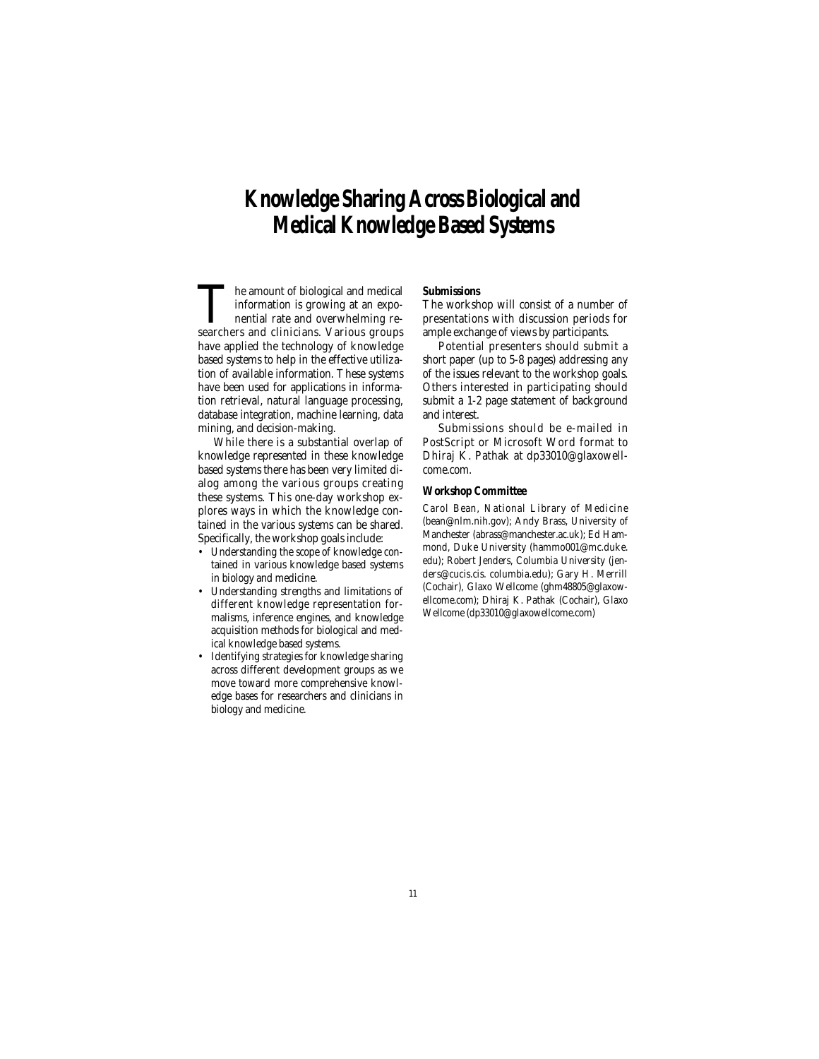# Knowledge Sharing Across Biological and Medical Knowledge Based Systems

The amount of biological and medical information is growing at an exponential rate and overwhelming researchers and clinicians. Various groups have applied the technology of knowledge based systems to help in the effective utilization of available information. These systems have been used for applications in information retrieval, natural language processing, database integration, machine learning, data mining, and decision-making.

While there is a substantial overlap of knowledge represented in these knowledge based systems there has been very limited dialog among the various groups creating these systems. This one-day workshop explores ways in which the knowledge contained in the various systems can be shared. Specifically, the workshop goals include:

- Understanding the scope of knowledge contained in various knowledge based systems in biology and medicine.
- Understanding strengths and limitations of different knowledge representation formalisms, inference engines, and knowledge acquisition methods for biological and medical knowledge based systems.
- Identifying strategies for knowledge sharing across different development groups as we move toward more comprehensive knowledge bases for researchers and clinicians in biology and medicine.

### *Submissions*

The workshop will consist of a number of presentations with discussion periods for ample exchange of views by participants.

Potential presenters should submit a short paper (up to 5-8 pages) addressing any of the issues relevant to the workshop goals. Others interested in participating should submit a 1-2 page statement of background and interest.

Submissions should be e-mailed in PostScript or Microsoft Word format to Dhiraj K. Pathak at dp33010@glaxowellcome.com.

### Workshop Committee

Carol Bean, National Library of Medicine (bean@nlm.nih.gov); Andy Brass, University of Manchester (abrass@manchester.ac.uk); Ed Hammond, Duke University (hammo001@mc.duke.edu); Robert Jenders, Columbia University (jenders@cucis.cis. columbia.edu); Gary H. Merrill (Cochair), Glaxo Wellcome (ghm48805@glaxowellcome.com); Dhiraj K. Pathak (Cochair), Glaxo Wellcome (dp33010@glaxowellcome.com)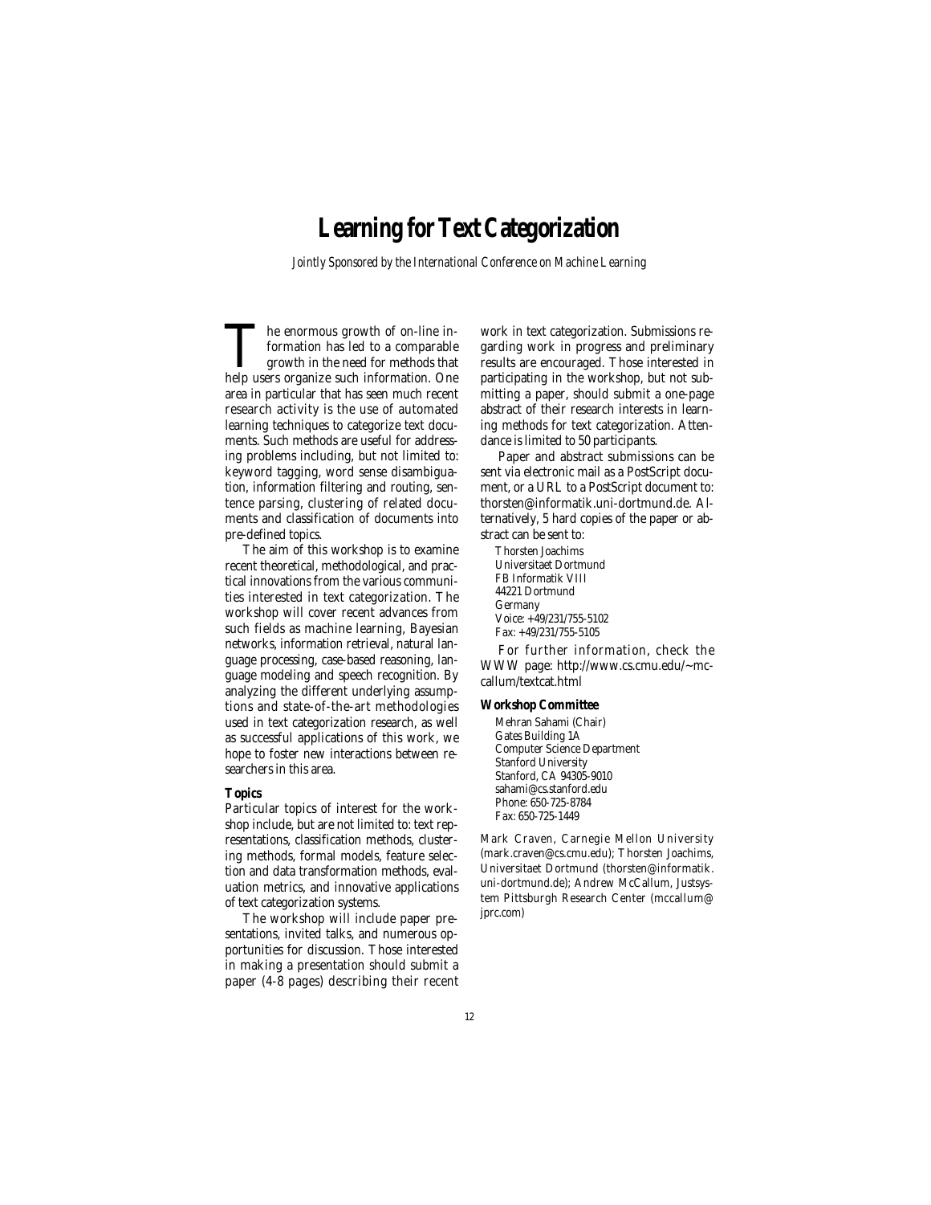# Learning for Text Categorization

*Jointly Sponsored by the International Conference on Machine Learning*

The enormous growth of on-line information has led to a comparable growth in the need for methods that help users organize such information. One area in particular that has seen much recent research activity is the use of automated learning techniques to categorize text documents. Such methods are useful for addressing problems including, but not limited to: keyword tagging, word sense disambiguation, information filtering and routing, sentence parsing, clustering of related documents and classification of documents into pre-defined topics.

The aim of this workshop is to examine recent theoretical, methodological, and practical innovations from the various communities interested in text categorization. The workshop will cover recent advances from such fields as machine learning, Bayesian networks, information retrieval, natural language processing, case-based reasoning, language modeling and speech recognition. By analyzing the different underlying assumptions and state-of-the-art methodologies used in text categorization research, as well as successful applications of this work, we hope to foster new interactions between researchers in this area.

### Topics

Particular topics of interest for the workshop include, but are not limited to: text representations, classification methods, clustering methods, formal models, feature selection and data transformation methods, evaluation metrics, and innovative applications of text categorization systems.

The workshop will include paper presentations, invited talks, and numerous opportunities for discussion. Those interested in making a presentation should submit a paper (4-8 pages) describing their recent work in text categorization. Submissions regarding work in progress and preliminary results are encouraged. Those interested in participating in the workshop, but not submitting a paper, should submit a one-page abstract of their research interests in learning methods for text categorization. Attendance is limited to 50 participants.

Paper and abstract submissions can be sent via electronic mail as a PostScript document, or a URL to a PostScript document to: thorsten@informatik.uni-dortmund.de. Alternatively, 5 hard copies of the paper or abstract can be sent to:

Thorsten Joachims
Universitaet Dortmund
FB Informatik VIII
44221 Dortmund
Germany
Voice: +49/231/755-5102
Fax: +49/231/755-5105

For further information, check the WWW page: http://www.cs.cmu.edu/~mccallum/textcat.html

### Workshop Committee

Mehran Sahami (Chair)
Gates Building 1A
Computer Science Department
Stanford University
Stanford, CA 94305-9010
sahami@cs.stanford.edu
Phone: 650-725-8784
Fax: 650-725-1449

Mark Craven, Carnegie Mellon University (mark.craven@cs.cmu.edu); Thorsten Joachims, Universitaet Dortmund (thorsten@informatik.uni-dortmund.de); Andrew McCallum, Justsystem Pittsburgh Research Center (mccallum@jprc.com)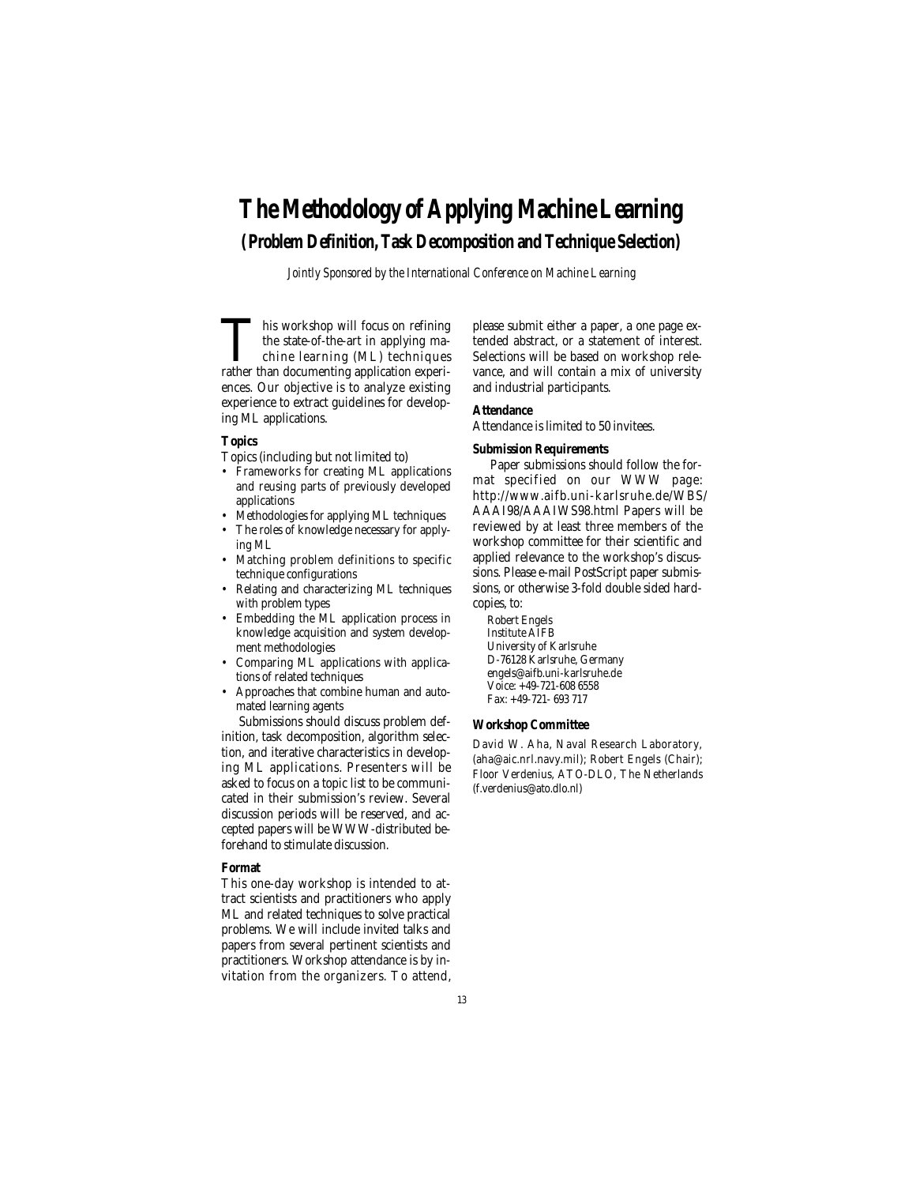# The Methodology of Applying Machine Learning

## (Problem Definition, Task Decomposition and Technique Selection)

*Jointly Sponsored by the International Conference on Machine Learning*

This workshop will focus on refining the state-of-the-art in applying machine learning (ML) techniques rather than documenting application experiences. Our objective is to analyze existing experience to extract guidelines for developing ML applications.

### Topics

Topics (including but not limited to)

- Frameworks for creating ML applications and reusing parts of previously developed applications
- Methodologies for applying ML techniques
- The roles of knowledge necessary for applying ML
- Matching problem definitions to specific technique configurations
- Relating and characterizing ML techniques with problem types
- Embedding the ML application process in knowledge acquisition and system development methodologies
- Comparing ML applications with applications of related techniques
- Approaches that combine human and automated learning agents

Submissions should discuss problem definition, task decomposition, algorithm selection, and iterative characteristics in developing ML applications. Presenters will be asked to focus on a topic list to be communicated in their submission's review. Several discussion periods will be reserved, and accepted papers will be WWW-distributed beforehand to stimulate discussion.

### Format

This one-day workshop is intended to attract scientists and practitioners who apply ML and related techniques to solve practical problems. We will include invited talks and papers from several pertinent scientists and practitioners. Workshop attendance is by invitation from the organizers. To attend, please submit either a paper, a one page extended abstract, or a statement of interest. Selections will be based on workshop relevance, and will contain a mix of university and industrial participants.

### Attendance

Attendance is limited to 50 invitees.

### Submission Requirements

Paper submissions should follow the format specified on our WWW page: http://www.aifb.uni-karlsruhe.de/WBS/AAAI98/AAAIWS98.html Papers will be reviewed by at least three members of the workshop committee for their scientific and applied relevance to the workshop's discussions. Please e-mail PostScript paper submissions, or otherwise 3-fold double sided hardcopies, to:

Robert Engels
Institute AIFB
University of Karlsruhe
D-76128 Karlsruhe, Germany
engels@aifb.uni-karlsruhe.de
Voice: +49-721-608 6558
Fax: +49-721- 693 717

### Workshop Committee

David W. Aha, Naval Research Laboratory, (aha@aic.nrl.navy.mil); Robert Engels (Chair); Floor Verdenius, ATO-DLO, The Netherlands (f.verdenius@ato.dlo.nl)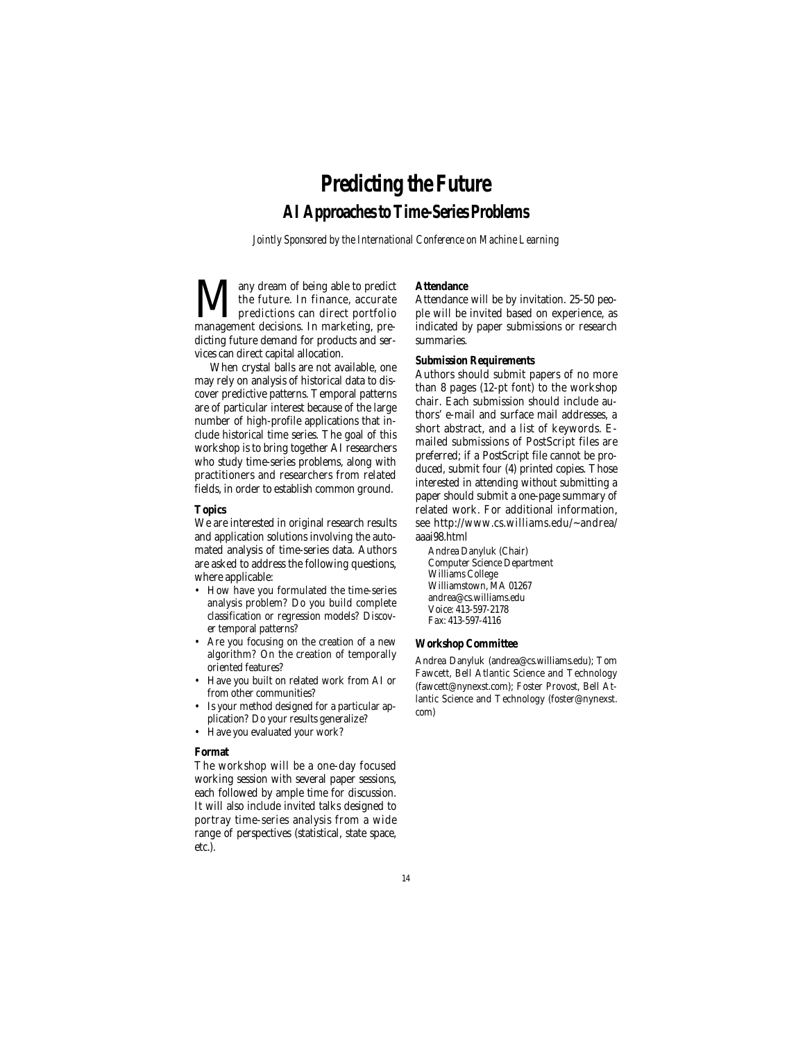# Predicting the Future

## AI Approaches to Time-Series Problems

*Jointly Sponsored by the International Conference on Machine Learning*

Many dream of being able to predict the future. In finance, accurate predictions can direct portfolio management decisions. In marketing, predicting future demand for products and services can direct capital allocation.

When crystal balls are not available, one may rely on analysis of historical data to discover predictive patterns. Temporal patterns are of particular interest because of the large number of high-profile applications that include historical time series. The goal of this workshop is to bring together AI researchers who study time-series problems, along with practitioners and researchers from related fields, in order to establish common ground.

### Topics

We are interested in original research results and application solutions involving the automated analysis of time-series data. Authors are asked to address the following questions, where applicable:

- How have you formulated the time-series analysis problem? Do you build complete classification or regression models? Discover temporal patterns?
- Are you focusing on the creation of a new algorithm? On the creation of temporally oriented features?
- Have you built on related work from AI or from other communities?
- Is your method designed for a particular application? Do your results generalize?
- Have you evaluated your work?

### Format

The workshop will be a one-day focused working session with several paper sessions, each followed by ample time for discussion. It will also include invited talks designed to portray time-series analysis from a wide range of perspectives (statistical, state space, etc.).

### Attendance

Attendance will be by invitation. 25-50 people will be invited based on experience, as indicated by paper submissions or research summaries.

### Submission Requirements

Authors should submit papers of no more than 8 pages (12-pt font) to the workshop chair. Each submission should include authors' e-mail and surface mail addresses, a short abstract, and a list of keywords. E-mailed submissions of PostScript files are preferred; if a PostScript file cannot be produced, submit four (4) printed copies. Those interested in attending without submitting a paper should submit a one-page summary of related work. For additional information, see http://www.cs.williams.edu/~andrea/aaai98.html

Andrea Danyluk (Chair)
Computer Science Department
Williams College
Williamstown, MA 01267
andrea@cs.williams.edu
Voice: 413-597-2178
Fax: 413-597-4116

### Workshop Committee

Andrea Danyluk (andrea@cs.williams.edu); Tom Fawcett, Bell Atlantic Science and Technology (fawcett@nynexst.com); Foster Provost, Bell Atlantic Science and Technology (foster@nynexst.com)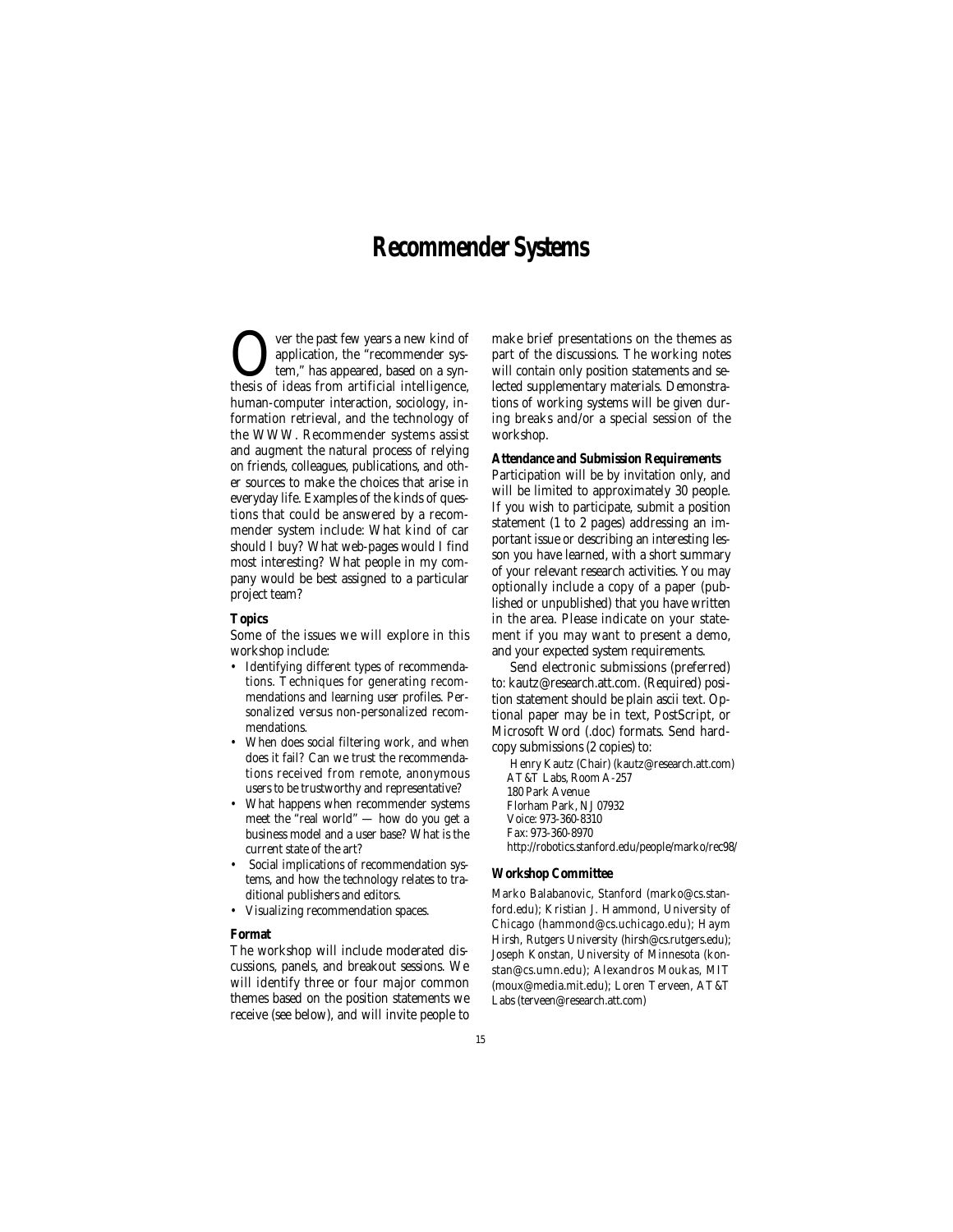# Recommender Systems

Over the past few years a new kind of application, the "recommender system," has appeared, based on a synthesis of ideas from artificial intelligence, human-computer interaction, sociology, information retrieval, and the technology of the WWW. Recommender systems assist and augment the natural process of relying on friends, colleagues, publications, and other sources to make the choices that arise in everyday life. Examples of the kinds of questions that could be answered by a recommender system include: What kind of car should I buy? What web-pages would I find most interesting? What people in my company would be best assigned to a particular project team?

### Topics

Some of the issues we will explore in this workshop include:

- Identifying different types of recommendations. Techniques for generating recommendations and learning user profiles. Personalized versus non-personalized recommendations.
- When does social filtering work, and when does it fail? Can we trust the recommendations received from remote, anonymous users to be trustworthy and representative?
- What happens when recommender systems meet the "real world" — how do you get a business model and a user base? What is the current state of the art?
- Social implications of recommendation systems, and how the technology relates to traditional publishers and editors.
- Visualizing recommendation spaces.

### Format

The workshop will include moderated discussions, panels, and breakout sessions. We will identify three or four major common themes based on the position statements we receive (see below), and will invite people to make brief presentations on the themes as part of the discussions. The working notes will contain only position statements and selected supplementary materials. Demonstrations of working systems will be given during breaks and/or a special session of the workshop.

### Attendance and Submission Requirements

Participation will be by invitation only, and will be limited to approximately 30 people. If you wish to participate, submit a position statement (1 to 2 pages) addressing an important issue or describing an interesting lesson you have learned, with a short summary of your relevant research activities. You may optionally include a copy of a paper (published or unpublished) that you have written in the area. Please indicate on your statement if you may want to present a demo, and your expected system requirements.

Send electronic submissions (preferred) to: kautz@research.att.com. (Required) position statement should be plain ascii text. Optional paper may be in text, PostScript, or Microsoft Word (.doc) formats. Send hardcopy submissions (2 copies) to:

Henry Kautz (Chair) (kautz@research.att.com)
AT&T Labs, Room A-257
180 Park Avenue
Florham Park, NJ 07932
Voice: 973-360-8310
Fax: 973-360-8970
http://robotics.stanford.edu/people/marko/rec98/

### Workshop Committee

Marko Balabanovic, Stanford (marko@cs.stanford.edu); Kristian J. Hammond, University of Chicago (hammond@cs.uchicago.edu); Haym Hirsh, Rutgers University (hirsh@cs.rutgers.edu); Joseph Konstan, University of Minnesota (konstan@cs.umn.edu); Alexandros Moukas, MIT (moux@media.mit.edu); Loren Terveen, AT&T Labs (terveen@research.att.com)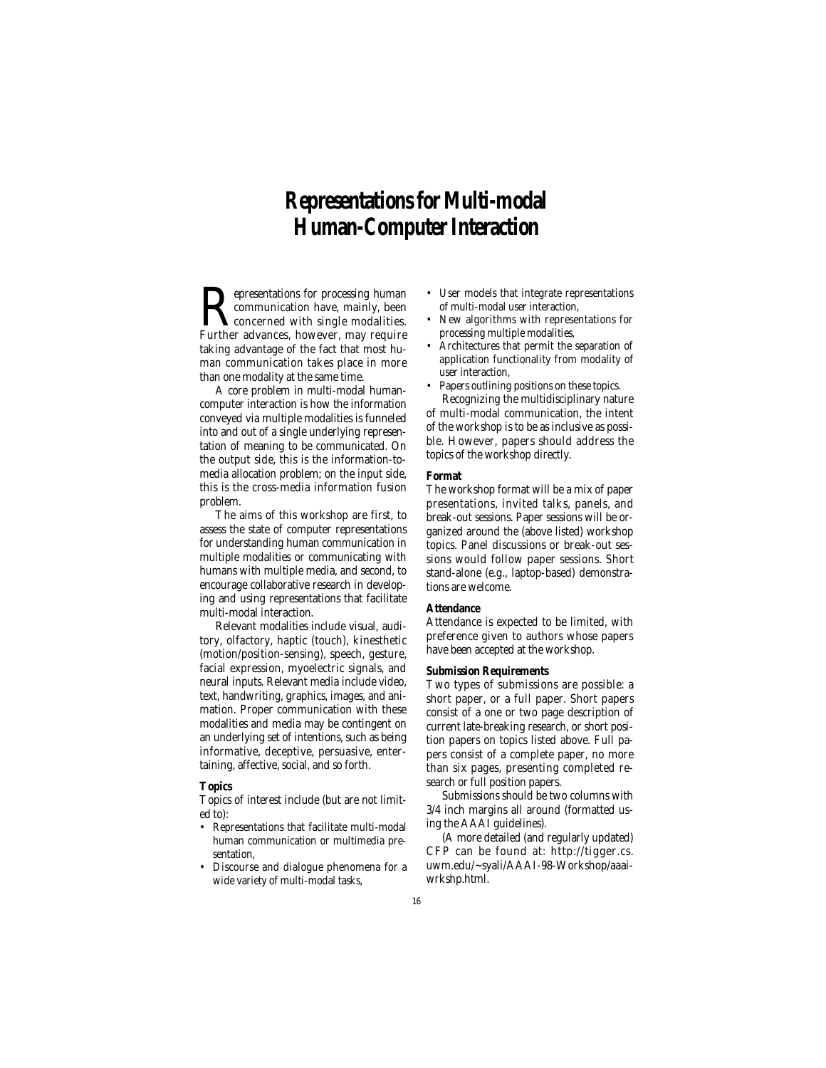# Representations for Multi-modal Human-Computer Interaction

Representations for processing human communication have, mainly, been concerned with single modalities. Further advances, however, may require taking advantage of the fact that most human communication takes place in more than one modality at the same time.

A core problem in multi-modal human-computer interaction is how the information conveyed via multiple modalities is funneled into and out of a single underlying representation of meaning to be communicated. On the output side, this is the information-to-media allocation problem; on the input side, this is the cross-media information fusion problem.

The aims of this workshop are first, to assess the state of computer representations for understanding human communication in multiple modalities or communicating with humans with multiple media, and second, to encourage collaborative research in developing and using representations that facilitate multi-modal interaction.

Relevant modalities include visual, auditory, olfactory, haptic (touch), kinesthetic (motion/position-sensing), speech, gesture, facial expression, myoelectric signals, and neural inputs. Relevant media include video, text, handwriting, graphics, images, and animation. Proper communication with these modalities and media may be contingent on an underlying set of intentions, such as being informative, deceptive, persuasive, entertaining, affective, social, and so forth.

### Topics

Topics of interest include (but are not limited to):

- Representations that facilitate multi-modal human communication or multimedia presentation,
- Discourse and dialogue phenomena for a wide variety of multi-modal tasks,
- User models that integrate representations of multi-modal user interaction,
- New algorithms with representations for processing multiple modalities,
- Architectures that permit the separation of application functionality from modality of user interaction,
- Papers outlining positions on these topics.

Recognizing the multidisciplinary nature of multi-modal communication, the intent of the workshop is to be as inclusive as possible. However, papers should address the topics of the workshop directly.

### Format

The workshop format will be a mix of paper presentations, invited talks, panels, and break-out sessions. Paper sessions will be organized around the (above listed) workshop topics. Panel discussions or break-out sessions would follow paper sessions. Short stand-alone (e.g., laptop-based) demonstrations are welcome.

### Attendance

Attendance is expected to be limited, with preference given to authors whose papers have been accepted at the workshop.

### Submission Requirements

Two types of submissions are possible: a short paper, or a full paper. Short papers consist of a one or two page description of current late-breaking research, or short position papers on topics listed above. Full papers consist of a complete paper, no more than six pages, presenting completed research or full position papers.

Submissions should be two columns with 3/4 inch margins all around (formatted using the AAAI guidelines).

(A more detailed (and regularly updated) CFP can be found at: http://tigger.cs.uwm.edu/~syali/AAAI-98-Workshop/aaaiwrkshp.html.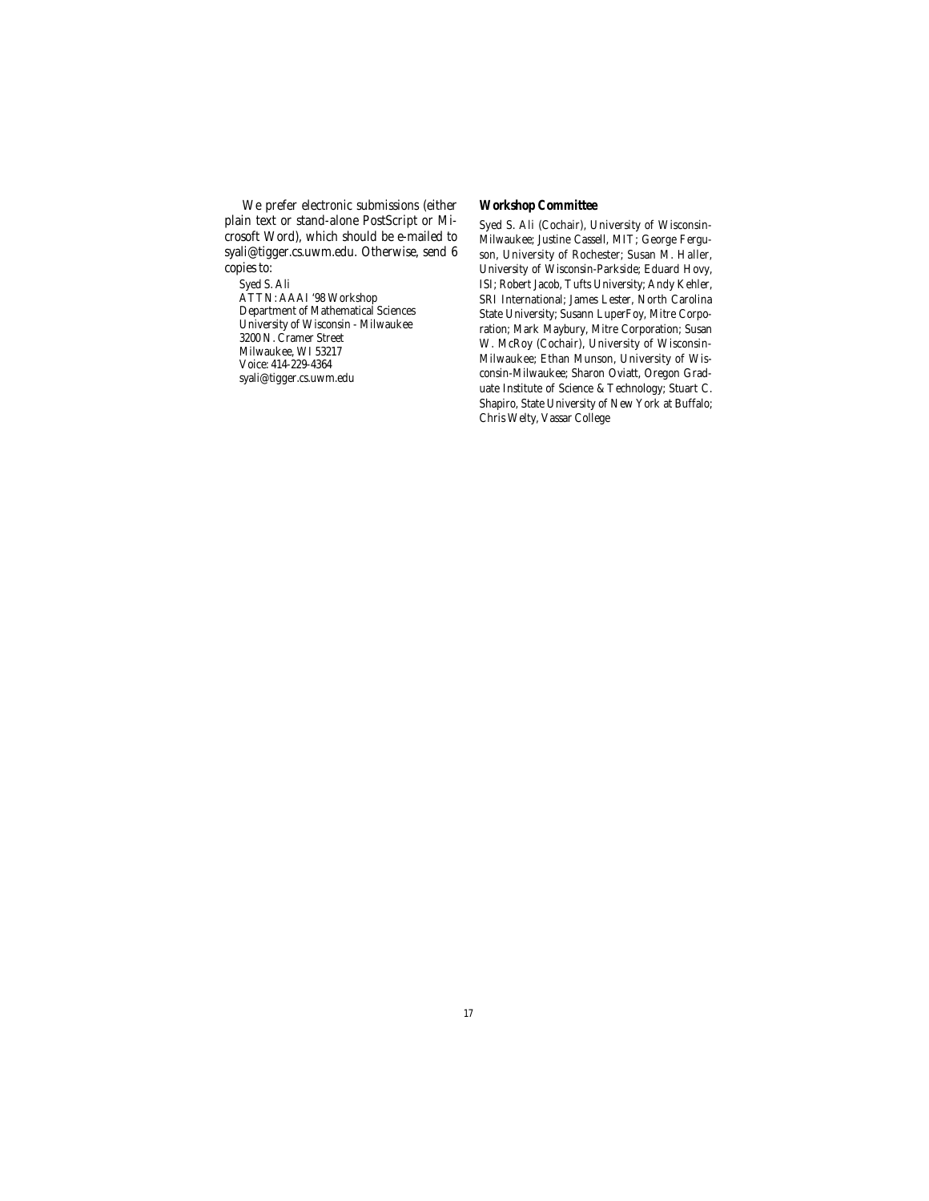We prefer electronic submissions (either plain text or stand-alone PostScript or Microsoft Word), which should be e-mailed to syali@tigger.cs.uwm.edu. Otherwise, send 6 copies to:

Syed S. Ali
ATTN: AAAI '98 Workshop
Department of Mathematical Sciences
University of Wisconsin - Milwaukee
3200 N. Cramer Street
Milwaukee, WI 53217
Voice: 414-229-4364
syali@tigger.cs.uwm.edu

**Workshop Committee**

Syed S. Ali (Cochair), University of Wisconsin-Milwaukee; Justine Cassell, MIT; George Ferguson, University of Rochester; Susan M. Haller, University of Wisconsin-Parkside; Eduard Hovy, ISI; Robert Jacob, Tufts University; Andy Kehler, SRI International; James Lester, North Carolina State University; Susann LuperFoy, Mitre Corporation; Mark Maybury, Mitre Corporation; Susan W. McRoy (Cochair), University of Wisconsin-Milwaukee; Ethan Munson, University of Wisconsin-Milwaukee; Sharon Oviatt, Oregon Graduate Institute of Science & Technology; Stuart C. Shapiro, State University of New York at Buffalo; Chris Welty, Vassar College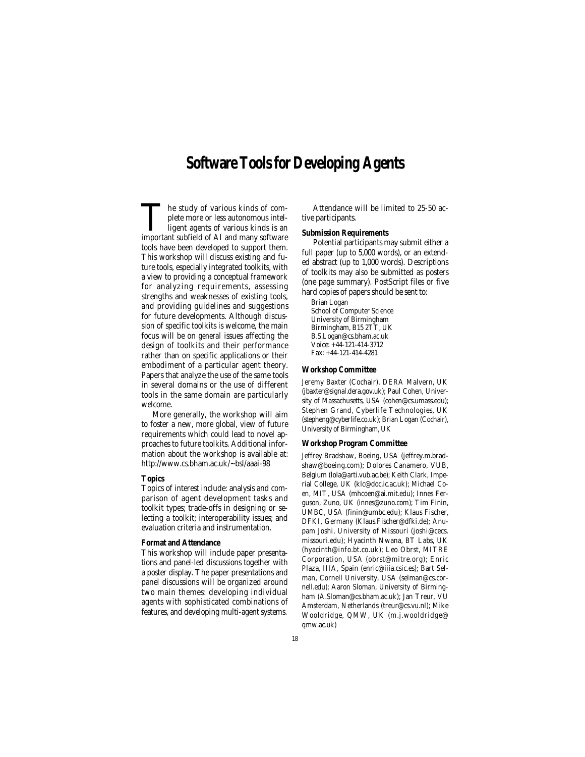# Software Tools for Developing Agents

The study of various kinds of complete more or less autonomous intelligent agents of various kinds is an important subfield of AI and many software tools have been developed to support them. This workshop will discuss existing and future tools, especially integrated toolkits, with a view to providing a conceptual framework for analyzing requirements, assessing strengths and weaknesses of existing tools, and providing guidelines and suggestions for future developments. Although discussion of specific toolkits is welcome, the main focus will be on *general* issues affecting the design of toolkits and their performance rather than on specific applications or their embodiment of a particular agent theory. Papers that analyze the use of the same tools in several domains or the use of different tools in the same domain are particularly welcome.

More generally, the workshop will aim to foster a new, more global, view of future requirements which could lead to novel approaches to future toolkits. Additional information about the workshop is available at: http://www.cs.bham.ac.uk/~bsl/aaai-98

**Topics**

Topics of interest include: analysis and comparison of agent development tasks and toolkit types; trade-offs in designing or selecting a toolkit; interoperability issues; and evaluation criteria and instrumentation.

**Format and Attendance**

This workshop will include paper presentations and panel-led discussions together with a poster display. The paper presentations and panel discussions will be organized around two main themes: developing individual agents with sophisticated combinations of features, and developing multi-agent systems.

Attendance will be limited to 25-50 active participants.

**Submission Requirements**

Potential participants may submit either a full paper (up to 5,000 words), or an extended abstract (up to 1,000 words). Descriptions of toolkits may also be submitted as posters (one page summary). PostScript files or five hard copies of papers should be sent to:

Brian Logan  
School of Computer Science  
University of Birmingham  
Birmingham, B15 2TT, UK  
B.S.Logan@cs.bham.ac.uk  
Voice: +44-121-414-3712  
Fax: +44-121-414-4281

**Workshop Committee**

Jeremy Baxter (Cochair), DERA Malvern, UK (jbaxter@signal.dera.gov.uk); Paul Cohen, University of Massachusetts, USA (cohen@cs.umass.edu); Stephen Grand, Cyberlife Technologies, UK (stepheng@cyberlife.co.uk); Brian Logan (Cochair), University of Birmingham, UK

**Workshop Program Committee**

Jeffrey Bradshaw, Boeing, USA (jeffrey.m.bradshaw@boeing.com); Dolores Canamero, VUB, Belgium (lola@arti.vub.ac.be); Keith Clark, Imperial College, UK (klc@doc.ic.ac.uk); Michael Coen, MIT, USA (mhcoen@ai.mit.edu); Innes Ferguson, Zuno, UK (innes@zuno.com); Tim Finin, UMBC, USA (finin@umbc.edu); Klaus Fischer, DFKI, Germany (Klaus.Fischer@dfki.de); Anupam Joshi, University of Missouri (joshi@cecs.missouri.edu); Hyacinth Nwana, BT Labs, UK (hyacinth@info.bt.co.uk); Leo Obrst, MITRE Corporation, USA (obrst@mitre.org); Enric Plaza, IIIA, Spain (enric@iiia.csic.es); Bart Selman, Cornell University, USA (selman@cs.cornell.edu); Aaron Sloman, University of Birmingham (A.Sloman@cs.bham.ac.uk); Jan Treur, VU Amsterdam, Netherlands (treur@cs.vu.nl); Mike Wooldridge, QMW, UK (m.j.wooldridge@qmw.ac.uk)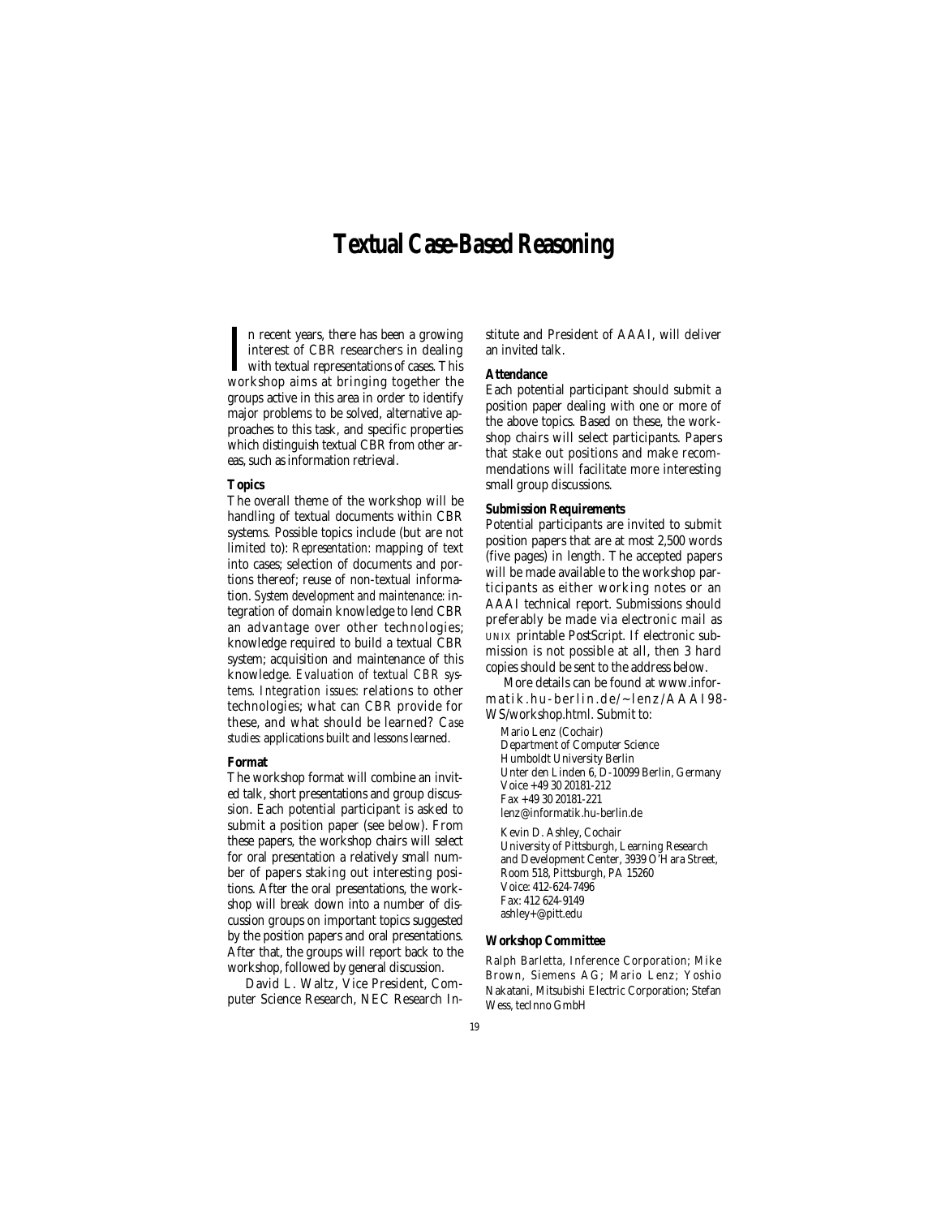# Textual Case-Based Reasoning

In recent years, there has been a growing interest of CBR researchers in dealing with textual representations of cases. This workshop aims at bringing together the groups active in this area in order to identify major problems to be solved, alternative approaches to this task, and specific properties which distinguish textual CBR from other areas, such as information retrieval.

### Topics

The overall theme of the workshop will be handling of textual documents within CBR systems. Possible topics include (but are not limited to): *Representation:* mapping of text into cases; selection of documents and portions thereof; reuse of non-textual information. *System development and maintenance:* integration of domain knowledge to lend CBR an advantage over other technologies; knowledge required to build a textual CBR system; acquisition and maintenance of this knowledge. *Evaluation of textual CBR systems. Integration issues:* relations to other technologies; what can CBR provide for these, and what should be learned? *Case studies:* applications built and lessons learned.

### Format

The workshop format will combine an invited talk, short presentations and group discussion. Each potential participant is asked to submit a position paper (see below). From these papers, the workshop chairs will select for oral presentation a relatively small number of papers staking out interesting positions. After the oral presentations, the workshop will break down into a number of discussion groups on important topics suggested by the position papers and oral presentations. After that, the groups will report back to the workshop, followed by general discussion.

David L. Waltz, Vice President, Computer Science Research, NEC Research Institute and President of AAAI, will deliver an invited talk.

### Attendance

Each potential participant should submit a position paper dealing with one or more of the above topics. Based on these, the workshop chairs will select participants. Papers that stake out positions and make recommendations will facilitate more interesting small group discussions.

### Submission Requirements

Potential participants are invited to submit position papers that are at most 2,500 words (five pages) in length. The accepted papers will be made available to the workshop participants as either working notes or an AAAI technical report. Submissions should preferably be made via electronic mail as UNIX printable PostScript. If electronic submission is not possible at all, then 3 hard copies should be sent to the address below.

More details can be found at www.informatik.hu-berlin.de/~lenz/AAAI98-WS/workshop.html. Submit to:

Mario Lenz (Cochair)
Department of Computer Science
Humboldt University Berlin
Unter den Linden 6, D-10099 Berlin, Germany
Voice +49 30 20181-212
Fax +49 30 20181-221
lenz@informatik.hu-berlin.de

Kevin D. Ashley, Cochair
University of Pittsburgh, Learning Research and Development Center, 3939 O'Hara Street, Room 518, Pittsburgh, PA 15260
Voice: 412-624-7496
Fax: 412 624-9149
ashley+@pitt.edu

### Workshop Committee

Ralph Barletta, Inference Corporation; Mike Brown, Siemens AG; Mario Lenz; Yoshio Nakatani, Mitsubishi Electric Corporation; Stefan Wess, tecInno GmbH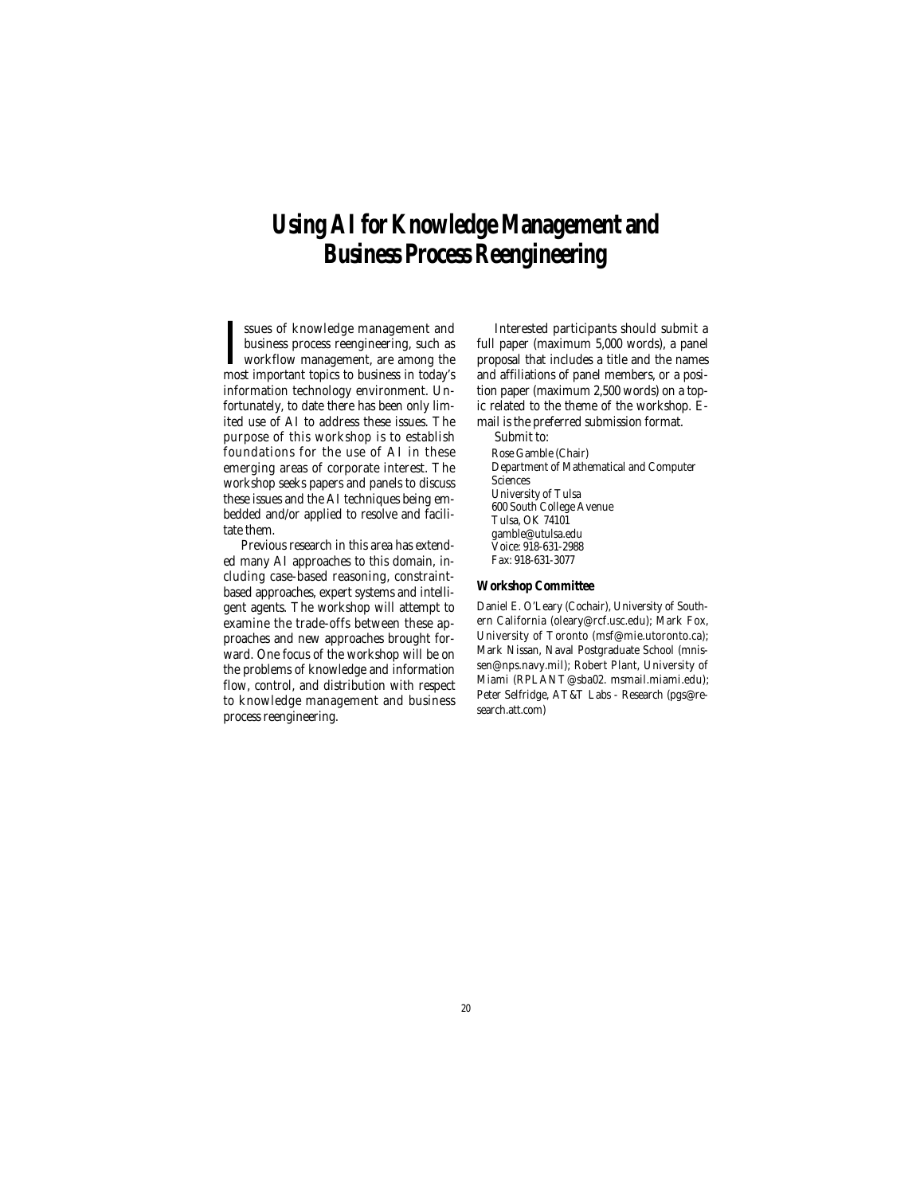# Using AI for Knowledge Management and Business Process Reengineering

Issues of knowledge management and business process reengineering, such as workflow management, are among the most important topics to business in today's information technology environment. Unfortunately, to date there has been only limited use of AI to address these issues. The purpose of this workshop is to establish foundations for the use of AI in these emerging areas of corporate interest. The workshop seeks papers and panels to discuss these issues and the AI techniques being embedded and/or applied to resolve and facilitate them.

Previous research in this area has extended many AI approaches to this domain, including case-based reasoning, constraint-based approaches, expert systems and intelligent agents. The workshop will attempt to examine the trade-offs between these approaches and new approaches brought forward. One focus of the workshop will be on the problems of knowledge and information flow, control, and distribution with respect to knowledge management and business process reengineering.

Interested participants should submit a full paper (maximum 5,000 words), a panel proposal that includes a title and the names and affiliations of panel members, or a position paper (maximum 2,500 words) on a topic related to the theme of the workshop. E-mail is the preferred submission format.

Submit to:

Rose Gamble (Chair)
Department of Mathematical and Computer Sciences
University of Tulsa
600 South College Avenue
Tulsa, OK 74101
gamble@utulsa.edu
Voice: 918-631-2988
Fax: 918-631-3077

### Workshop Committee

Daniel E. O'Leary (Cochair), University of Southern California (oleary@rcf.usc.edu); Mark Fox, University of Toronto (msf@mie.utoronto.ca); Mark Nissan, Naval Postgraduate School (mnissen@nps.navy.mil); Robert Plant, University of Miami (RPLANT@sba02. msmail.miami.edu); Peter Selfridge, AT&T Labs - Research (pgs@research.att.com)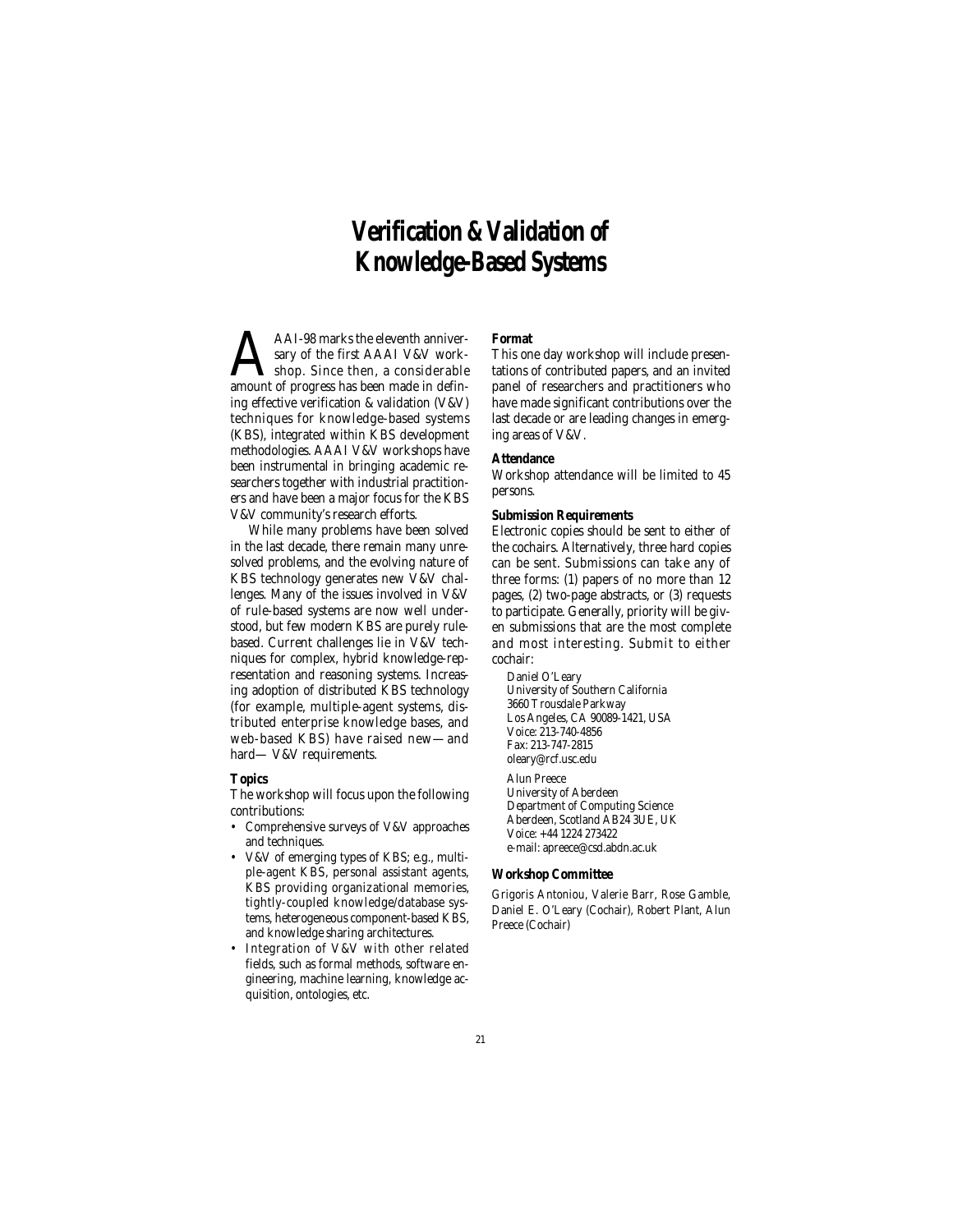# Verification & Validation of Knowledge-Based Systems

AAAI-98 marks the eleventh anniversary of the first AAAI V&V workshop. Since then, a considerable amount of progress has been made in defining effective verification & validation (V&V) techniques for knowledge-based systems (KBS), integrated within KBS development methodologies. AAAI V&V workshops have been instrumental in bringing academic researchers together with industrial practitioners and have been a major focus for the KBS V&V community's research efforts.

While many problems have been solved in the last decade, there remain many unresolved problems, and the evolving nature of KBS technology generates new V&V challenges. Many of the issues involved in V&V of rule-based systems are now well understood, but few modern KBS are purely rule-based. Current challenges lie in V&V techniques for complex, hybrid knowledge-representation and reasoning systems. Increasing adoption of distributed KBS technology (for example, multiple-agent systems, distributed enterprise knowledge bases, and web-based KBS) have raised new—and hard— V&V requirements.

### Topics

The workshop will focus upon the following contributions:

- Comprehensive surveys of V&V approaches and techniques.
- V&V of emerging types of KBS; e.g., multiple-agent KBS, personal assistant agents, KBS providing organizational memories, tightly-coupled knowledge/database systems, heterogeneous component-based KBS, and knowledge sharing architectures.
- Integration of V&V with other related fields, such as formal methods, software engineering, machine learning, knowledge acquisition, ontologies, etc.

### Format

This one day workshop will include presentations of contributed papers, and an invited panel of researchers and practitioners who have made significant contributions over the last decade or are leading changes in emerging areas of V&V.

### Attendance

Workshop attendance will be limited to 45 persons.

### Submission Requirements

Electronic copies should be sent to either of the cochairs. Alternatively, three hard copies can be sent. Submissions can take any of three forms: (1) papers of no more than 12 pages, (2) two-page abstracts, or (3) requests to participate. Generally, priority will be given submissions that are the most complete and most interesting. Submit to either cochair:

Daniel O'Leary
University of Southern California
3660 Trousdale Parkway
Los Angeles, CA 90089-1421, USA
Voice: 213-740-4856
Fax: 213-747-2815
oleary@rcf.usc.edu

Alun Preece
University of Aberdeen
Department of Computing Science
Aberdeen, Scotland AB24 3UE, UK
Voice: +44 1224 273422
e-mail: apreece@csd.abdn.ac.uk

### Workshop Committee

Grigoris Antoniou, Valerie Barr, Rose Gamble, Daniel E. O'Leary (Cochair), Robert Plant, Alun Preece (Cochair)